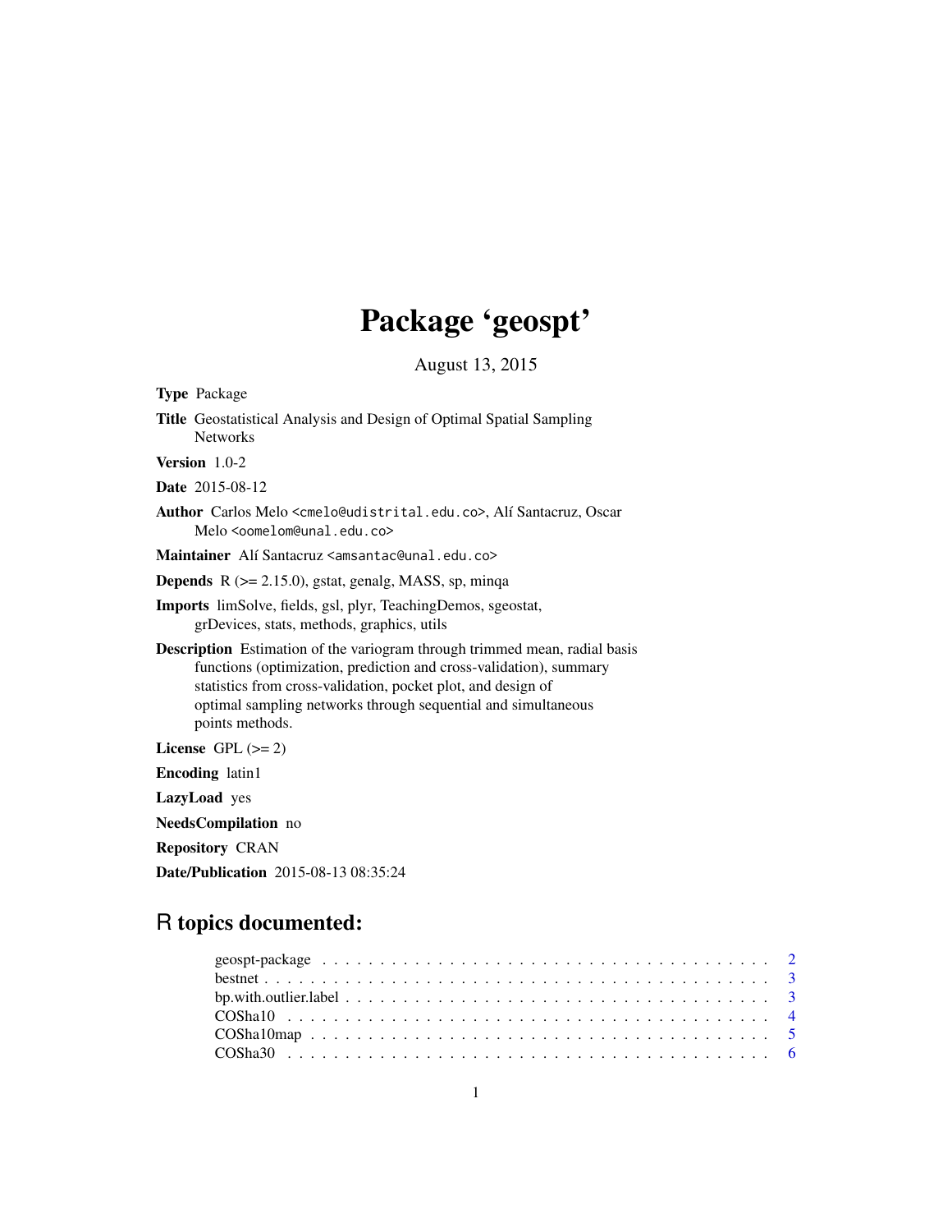# Package 'geospt'

August 13, 2015

**Type** Package

**Title** Geostatistical Analysis and Design of Optimal Spatial Sampling Networks

**Version** 1.0-2

**Date** 2015-08-12

**Author** Carlos Melo <cmelo@udistrital.edu.co>, Alí Santacruz, Oscar Melo <oomelom@unal.edu.co>

**Maintainer** Alí Santacruz <amsantac@unal.edu.co>

**Depends** R (>= 2.15.0), gstat, genalg, MASS, sp, minqa

**Imports** limSolve, fields, gsl, plyr, TeachingDemos, sgeostat, grDevices, stats, methods, graphics, utils

**Description** Estimation of the variogram through trimmed mean, radial basis functions (optimization, prediction and cross-validation), summary statistics from cross-validation, pocket plot, and design of optimal sampling networks through sequential and simultaneous points methods.

**License** GPL (>= 2)

**Encoding** latin1

**LazyLoad** yes

**NeedsCompilation** no

**Repository** CRAN

**Date/Publication** 2015-08-13 08:35:24

## R topics documented:

- geospt-package . . . . . . . . . . . . . . . . . . . . . . . . . . . . . . . . . . . . 2
- bestnet . . . . . . . . . . . . . . . . . . . . . . . . . . . . . . . . . . . . . . . . 3
- bp.with.outlier.label . . . . . . . . . . . . . . . . . . . . . . . . . . . . . . . . 3
- COSha10 . . . . . . . . . . . . . . . . . . . . . . . . . . . . . . . . . . . . . . . 4
- COSha10map . . . . . . . . . . . . . . . . . . . . . . . . . . . . . . . . . . . . . 5
- COSha30 . . . . . . . . . . . . . . . . . . . . . . . . . . . . . . . . . . . . . . . 6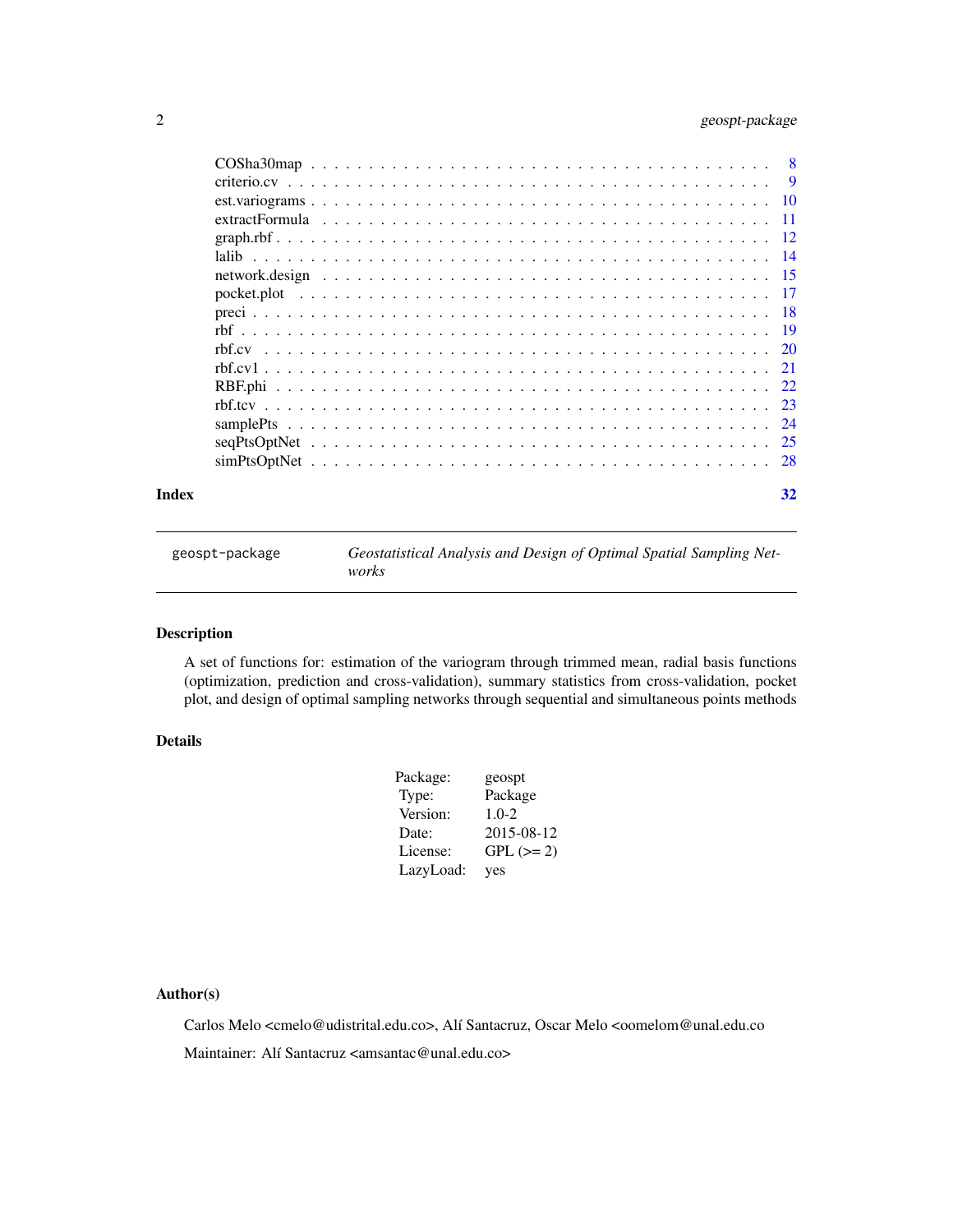COSha30map . . . . . . . . . . . . . . . . . . . . . . . . . . . . . . . . . . . . . 8
criterio.cv . . . . . . . . . . . . . . . . . . . . . . . . . . . . . . . . . . . . . 9
est.variograms . . . . . . . . . . . . . . . . . . . . . . . . . . . . . . . . . . . 10
extractFormula . . . . . . . . . . . . . . . . . . . . . . . . . . . . . . . . . . . 11
graph.rbf . . . . . . . . . . . . . . . . . . . . . . . . . . . . . . . . . . . . . 12
lalib . . . . . . . . . . . . . . . . . . . . . . . . . . . . . . . . . . . . . . . 14
network.design . . . . . . . . . . . . . . . . . . . . . . . . . . . . . . . . . . . 15
pocket.plot . . . . . . . . . . . . . . . . . . . . . . . . . . . . . . . . . . . . 17
preci . . . . . . . . . . . . . . . . . . . . . . . . . . . . . . . . . . . . . . . 18
rbf . . . . . . . . . . . . . . . . . . . . . . . . . . . . . . . . . . . . . . . . 19
rbf.cv . . . . . . . . . . . . . . . . . . . . . . . . . . . . . . . . . . . . . . 20
rbf.cv1 . . . . . . . . . . . . . . . . . . . . . . . . . . . . . . . . . . . . . . 21
RBF.phi . . . . . . . . . . . . . . . . . . . . . . . . . . . . . . . . . . . . . . 22
rbf.tcv . . . . . . . . . . . . . . . . . . . . . . . . . . . . . . . . . . . . . . 23
samplePts . . . . . . . . . . . . . . . . . . . . . . . . . . . . . . . . . . . . . 24
seqPtsOptNet . . . . . . . . . . . . . . . . . . . . . . . . . . . . . . . . . . . . 25
simPtsOptNet . . . . . . . . . . . . . . . . . . . . . . . . . . . . . . . . . . . . 28

**Index** **32**

---

`geospt-package` *Geostatistical Analysis and Design of Optimal Spatial Sampling Networks*

---

## Description

A set of functions for: estimation of the variogram through trimmed mean, radial basis functions (optimization, prediction and cross-validation), summary statistics from cross-validation, pocket plot, and design of optimal sampling networks through sequential and simultaneous points methods

## Details

| | |
|---|---|
| Package: | geospt |
| Type: | Package |
| Version: | 1.0-2 |
| Date: | 2015-08-12 |
| License: | GPL (>= 2) |
| LazyLoad: | yes |

## Author(s)

Carlos Melo <cmelo@udistrital.edu.co>, Alí Santacruz, Oscar Melo <oomelom@unal.edu.co

Maintainer: Alí Santacruz <amsantac@unal.edu.co>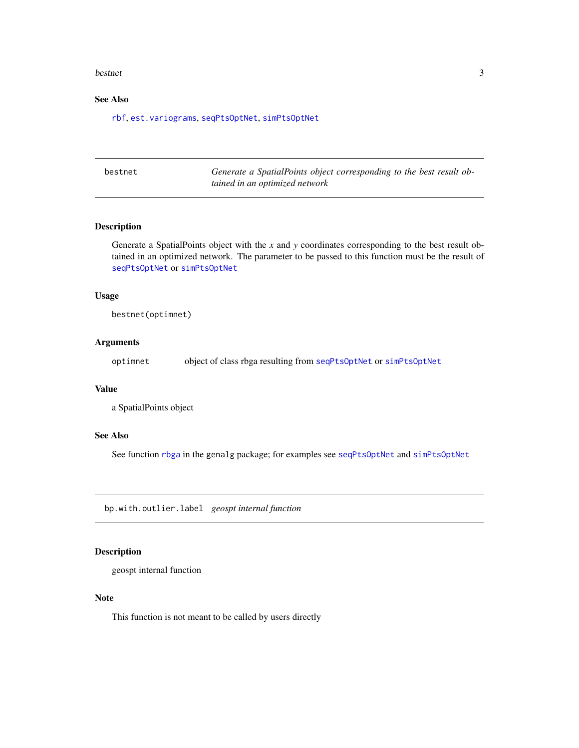## See Also

rbf, est.variograms, seqPtsOptNet, simPtsOptNet

---

## bestnet — *Generate a SpatialPoints object corresponding to the best result obtained in an optimized network*

### Description

Generate a SpatialPoints object with the *x* and *y* coordinates corresponding to the best result obtained in an optimized network. The parameter to be passed to this function must be the result of seqPtsOptNet or simPtsOptNet

### Usage

```
bestnet(optimnet)
```

### Arguments

| | |
|---|---|
| optimnet | object of class rbga resulting from seqPtsOptNet or simPtsOptNet |

### Value

a SpatialPoints object

### See Also

See function rbga in the genalg package; for examples see seqPtsOptNet and simPtsOptNet

---

## bp.with.outlier.label — *geospt internal function*

### Description

geospt internal function

### Note

This function is not meant to be called by users directly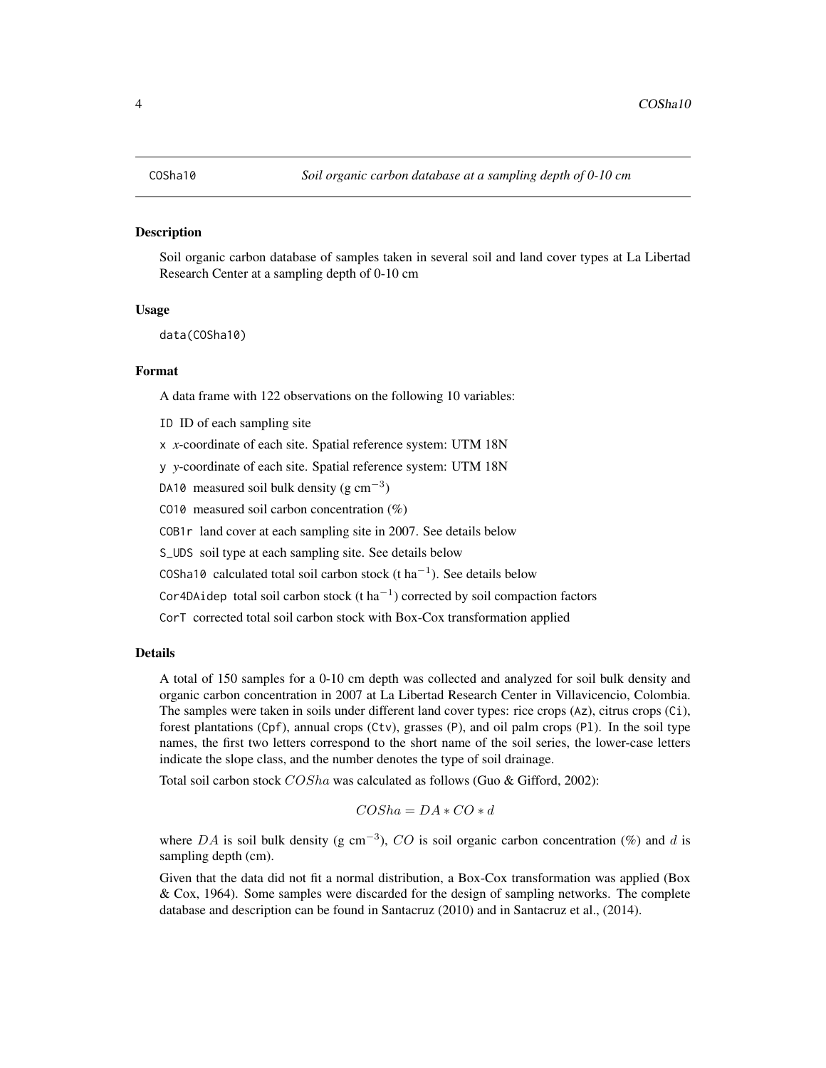COSha10 *Soil organic carbon database at a sampling depth of 0-10 cm*

## Description

Soil organic carbon database of samples taken in several soil and land cover types at La Libertad Research Center at a sampling depth of 0-10 cm

## Usage

```
data(COSha10)
```

## Format

A data frame with 122 observations on the following 10 variables:

- `ID` ID of each sampling site
- `x` *x*-coordinate of each site. Spatial reference system: UTM 18N
- `y` *y*-coordinate of each site. Spatial reference system: UTM 18N
- `DA10` measured soil bulk density (g cm$^{-3}$)
- `CO10` measured soil carbon concentration (%)
- `COB1r` land cover at each sampling site in 2007. See details below
- `S_UDS` soil type at each sampling site. See details below
- `COSha10` calculated total soil carbon stock (t ha$^{-1}$). See details below
- `Cor4DAidep` total soil carbon stock (t ha$^{-1}$) corrected by soil compaction factors
- `CorT` corrected total soil carbon stock with Box-Cox transformation applied

## Details

A total of 150 samples for a 0-10 cm depth was collected and analyzed for soil bulk density and organic carbon concentration in 2007 at La Libertad Research Center in Villavicencio, Colombia. The samples were taken in soils under different land cover types: rice crops (`Az`), citrus crops (`Ci`), forest plantations (`Cpf`), annual crops (`Ctv`), grasses (`P`), and oil palm crops (`Pl`). In the soil type names, the first two letters correspond to the short name of the soil series, the lower-case letters indicate the slope class, and the number denotes the type of soil drainage.

Total soil carbon stock $COSha$ was calculated as follows (Guo & Gifford, 2002):

$$COSha = DA * CO * d$$

where $DA$ is soil bulk density (g cm$^{-3}$), $CO$ is soil organic carbon concentration (%) and $d$ is sampling depth (cm).

Given that the data did not fit a normal distribution, a Box-Cox transformation was applied (Box & Cox, 1964). Some samples were discarded for the design of sampling networks. The complete database and description can be found in Santacruz (2010) and in Santacruz et al., (2014).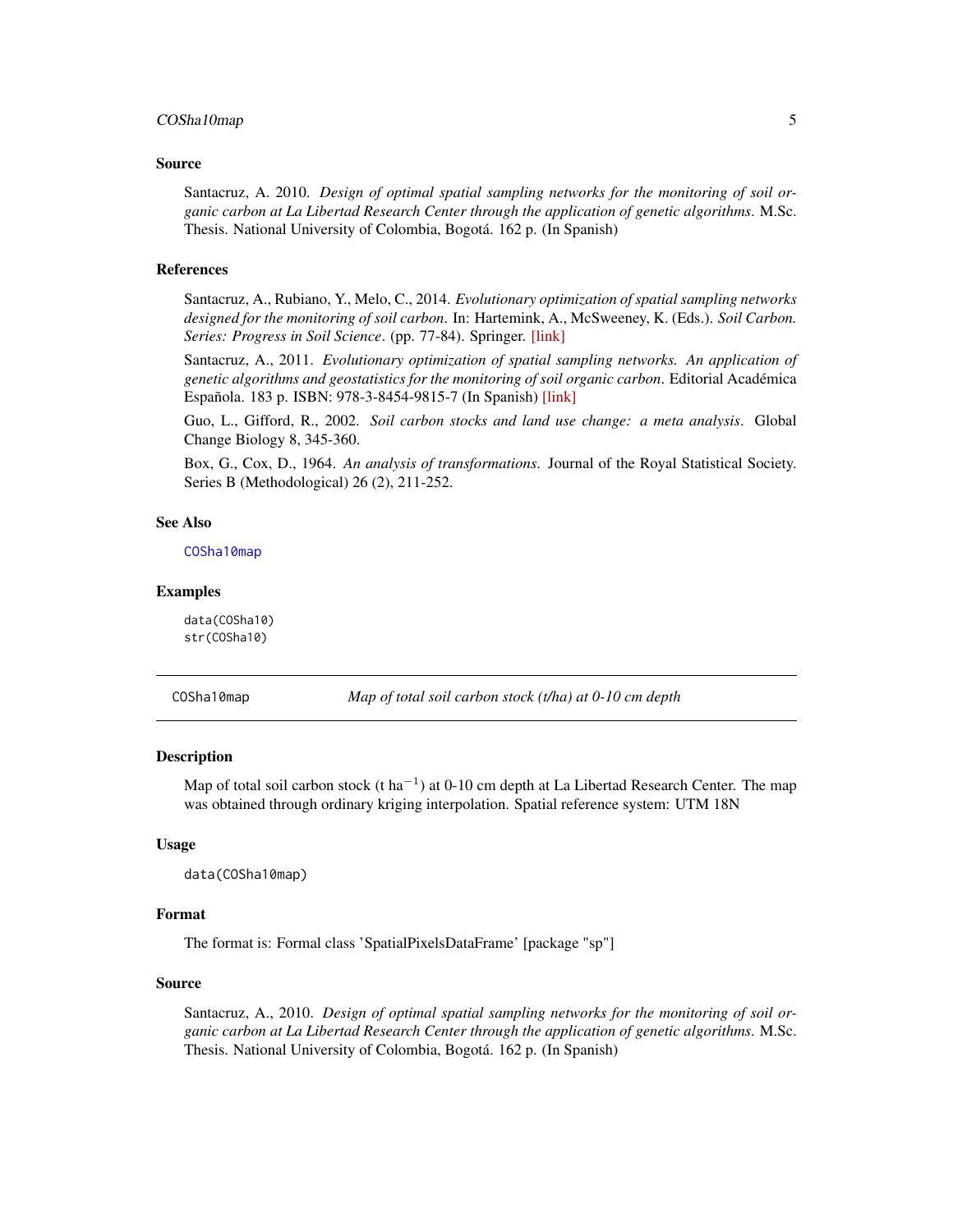### Source

Santacruz, A. 2010. *Design of optimal spatial sampling networks for the monitoring of soil organic carbon at La Libertad Research Center through the application of genetic algorithms*. M.Sc. Thesis. National University of Colombia, Bogotá. 162 p. (In Spanish)

### References

Santacruz, A., Rubiano, Y., Melo, C., 2014. *Evolutionary optimization of spatial sampling networks designed for the monitoring of soil carbon*. In: Hartemink, A., McSweeney, K. (Eds.). *Soil Carbon. Series: Progress in Soil Science*. (pp. 77-84). Springer. [link]

Santacruz, A., 2011. *Evolutionary optimization of spatial sampling networks. An application of genetic algorithms and geostatistics for the monitoring of soil organic carbon*. Editorial Académica Española. 183 p. ISBN: 978-3-8454-9815-7 (In Spanish) [link]

Guo, L., Gifford, R., 2002. *Soil carbon stocks and land use change: a meta analysis*. Global Change Biology 8, 345-360.

Box, G., Cox, D., 1964. *An analysis of transformations*. Journal of the Royal Statistical Society. Series B (Methodological) 26 (2), 211-252.

### See Also

COSha10map

### Examples

```
data(COSha10)
str(COSha10)
```

---

## COSha10map — *Map of total soil carbon stock (t/ha) at 0-10 cm depth*

### Description

Map of total soil carbon stock (t $ha^{-1}$) at 0-10 cm depth at La Libertad Research Center. The map was obtained through ordinary kriging interpolation. Spatial reference system: UTM 18N

### Usage

```
data(COSha10map)
```

### Format

The format is: Formal class 'SpatialPixelsDataFrame' [package "sp"]

### Source

Santacruz, A., 2010. *Design of optimal spatial sampling networks for the monitoring of soil organic carbon at La Libertad Research Center through the application of genetic algorithms*. M.Sc. Thesis. National University of Colombia, Bogotá. 162 p. (In Spanish)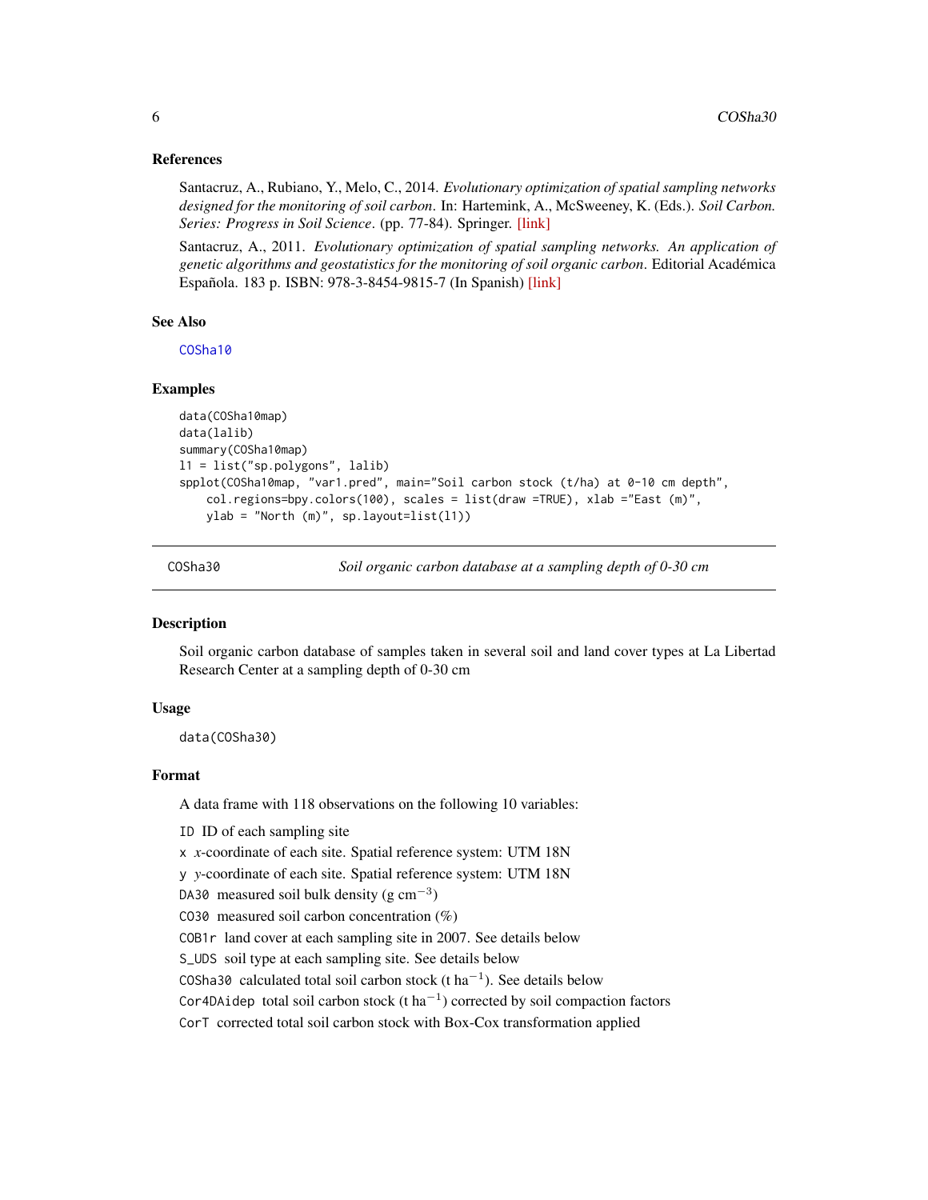### References

Santacruz, A., Rubiano, Y., Melo, C., 2014. *Evolutionary optimization of spatial sampling networks designed for the monitoring of soil carbon*. In: Hartemink, A., McSweeney, K. (Eds.). *Soil Carbon. Series: Progress in Soil Science*. (pp. 77-84). Springer. [link]

Santacruz, A., 2011. *Evolutionary optimization of spatial sampling networks. An application of genetic algorithms and geostatistics for the monitoring of soil organic carbon*. Editorial Académica Española. 183 p. ISBN: 978-3-8454-9815-7 (In Spanish) [link]

### See Also

COSha10

### Examples

```
data(COSha10map)
data(lalib)
summary(COSha10map)
l1 = list("sp.polygons", lalib)
spplot(COSha10map, "var1.pred", main="Soil carbon stock (t/ha) at 0-10 cm depth",
    col.regions=bpy.colors(100), scales = list(draw =TRUE), xlab ="East (m)",
    ylab = "North (m)", sp.layout=list(l1))
```

---

## COSha30 — *Soil organic carbon database at a sampling depth of 0-30 cm*

### Description

Soil organic carbon database of samples taken in several soil and land cover types at La Libertad Research Center at a sampling depth of 0-30 cm

### Usage

```
data(COSha30)
```

### Format

A data frame with 118 observations on the following 10 variables:

- `ID` ID of each sampling site
- `x` *x*-coordinate of each site. Spatial reference system: UTM 18N
- `y` *y*-coordinate of each site. Spatial reference system: UTM 18N
- `DA30` measured soil bulk density (g $cm^{-3}$)
- `CO30` measured soil carbon concentration (%)
- `COB1r` land cover at each sampling site in 2007. See details below
- `S_UDS` soil type at each sampling site. See details below
- `COSha30` calculated total soil carbon stock (t $ha^{-1}$). See details below
- `Cor4DAidep` total soil carbon stock (t $ha^{-1}$) corrected by soil compaction factors
- `CorT` corrected total soil carbon stock with Box-Cox transformation applied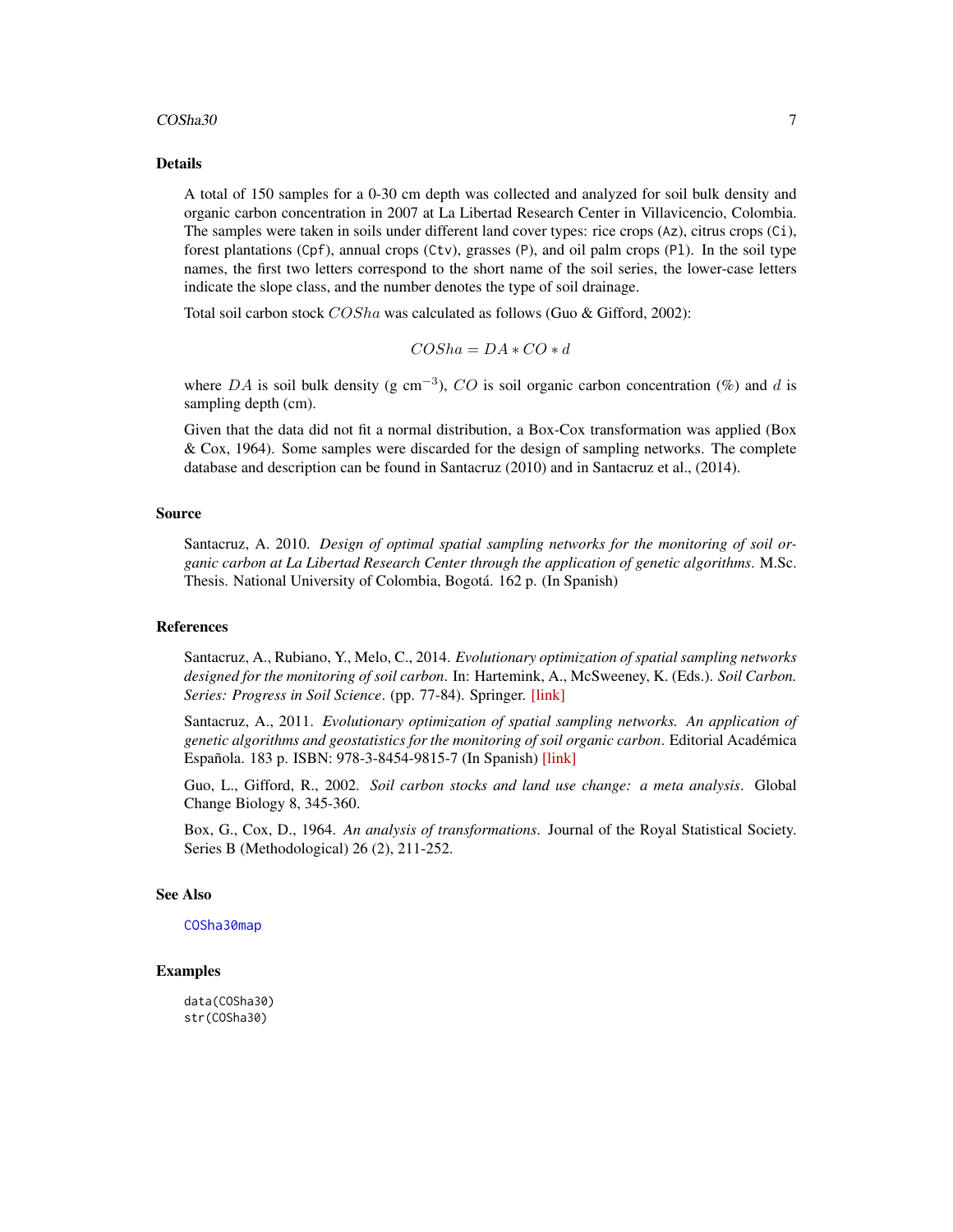## Details

A total of 150 samples for a 0-30 cm depth was collected and analyzed for soil bulk density and organic carbon concentration in 2007 at La Libertad Research Center in Villavicencio, Colombia. The samples were taken in soils under different land cover types: rice crops (`Az`), citrus crops (`Ci`), forest plantations (`Cpf`), annual crops (`Ctv`), grasses (`P`), and oil palm crops (`Pl`). In the soil type names, the first two letters correspond to the short name of the soil series, the lower-case letters indicate the slope class, and the number denotes the type of soil drainage.

Total soil carbon stock $COSha$ was calculated as follows (Guo & Gifford, 2002):

$$COSha = DA * CO * d$$

where $DA$ is soil bulk density (g cm$^{-3}$), $CO$ is soil organic carbon concentration (%) and $d$ is sampling depth (cm).

Given that the data did not fit a normal distribution, a Box-Cox transformation was applied (Box & Cox, 1964). Some samples were discarded for the design of sampling networks. The complete database and description can be found in Santacruz (2010) and in Santacruz et al., (2014).

## Source

Santacruz, A. 2010. *Design of optimal spatial sampling networks for the monitoring of soil organic carbon at La Libertad Research Center through the application of genetic algorithms*. M.Sc. Thesis. National University of Colombia, Bogotá. 162 p. (In Spanish)

## References

Santacruz, A., Rubiano, Y., Melo, C., 2014. *Evolutionary optimization of spatial sampling networks designed for the monitoring of soil carbon*. In: Hartemink, A., McSweeney, K. (Eds.). *Soil Carbon. Series: Progress in Soil Science*. (pp. 77-84). Springer. [link]

Santacruz, A., 2011. *Evolutionary optimization of spatial sampling networks. An application of genetic algorithms and geostatistics for the monitoring of soil organic carbon*. Editorial Académica Española. 183 p. ISBN: 978-3-8454-9815-7 (In Spanish) [link]

Guo, L., Gifford, R., 2002. *Soil carbon stocks and land use change: a meta analysis*. Global Change Biology 8, 345-360.

Box, G., Cox, D., 1964. *An analysis of transformations*. Journal of the Royal Statistical Society. Series B (Methodological) 26 (2), 211-252.

## See Also

`COSha30map`

## Examples

```
data(COSha30)
str(COSha30)
```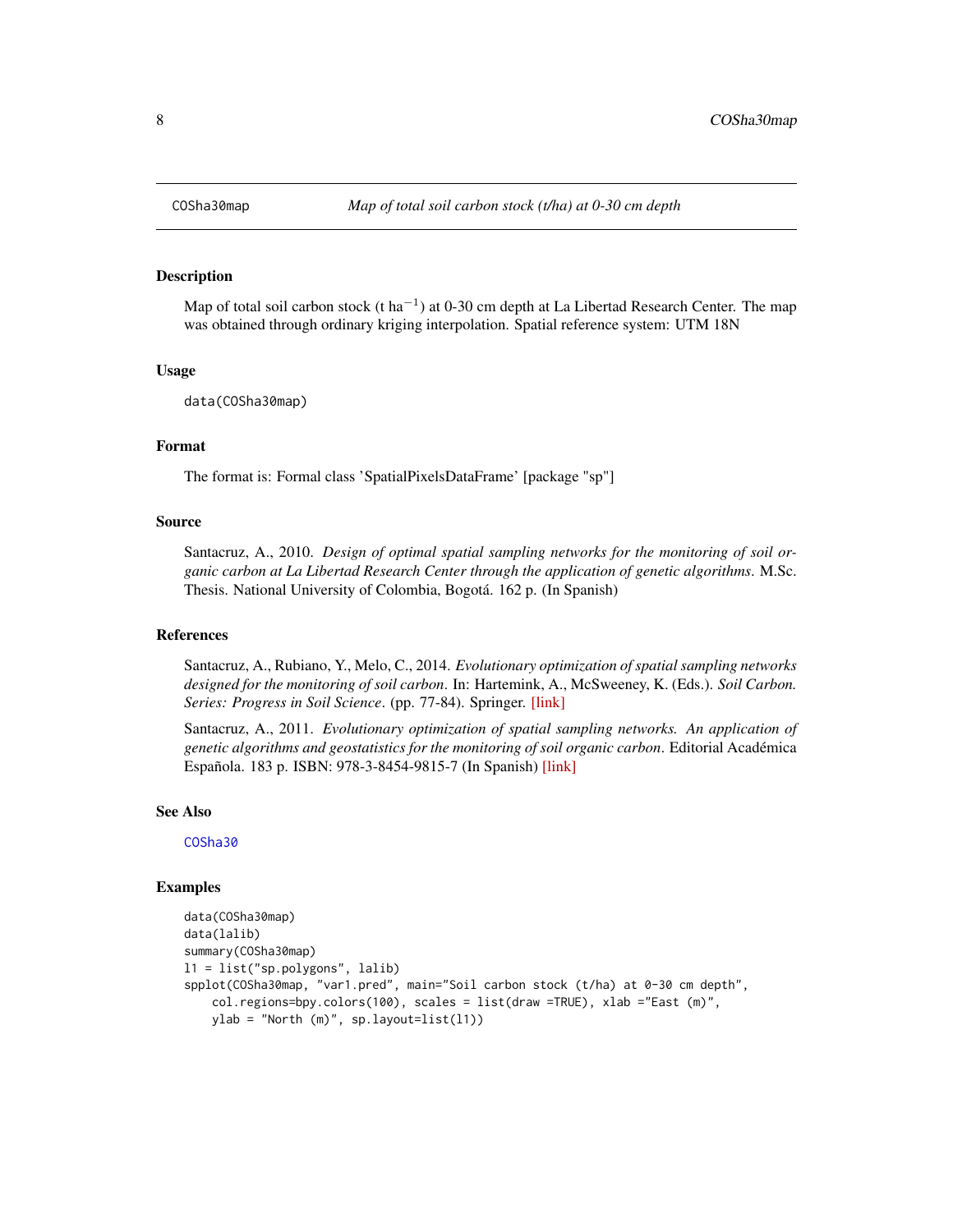COSha30map — *Map of total soil carbon stock (t/ha) at 0-30 cm depth*

## Description

Map of total soil carbon stock (t $ha^{-1}$) at 0-30 cm depth at La Libertad Research Center. The map was obtained through ordinary kriging interpolation. Spatial reference system: UTM 18N

## Usage

```
data(COSha30map)
```

## Format

The format is: Formal class 'SpatialPixelsDataFrame' [package "sp"]

## Source

Santacruz, A., 2010. *Design of optimal spatial sampling networks for the monitoring of soil organic carbon at La Libertad Research Center through the application of genetic algorithms*. M.Sc. Thesis. National University of Colombia, Bogotá. 162 p. (In Spanish)

## References

Santacruz, A., Rubiano, Y., Melo, C., 2014. *Evolutionary optimization of spatial sampling networks designed for the monitoring of soil carbon*. In: Hartemink, A., McSweeney, K. (Eds.). *Soil Carbon. Series: Progress in Soil Science*. (pp. 77-84). Springer. [link]

Santacruz, A., 2011. *Evolutionary optimization of spatial sampling networks. An application of genetic algorithms and geostatistics for the monitoring of soil organic carbon*. Editorial Académica Española. 183 p. ISBN: 978-3-8454-9815-7 (In Spanish) [link]

## See Also

COSha30

## Examples

```
data(COSha30map)
data(lalib)
summary(COSha30map)
l1 = list("sp.polygons", lalib)
spplot(COSha30map, "var1.pred", main="Soil carbon stock (t/ha) at 0-30 cm depth",
    col.regions=bpy.colors(100), scales = list(draw =TRUE), xlab ="East (m)",
    ylab = "North (m)", sp.layout=list(l1))
```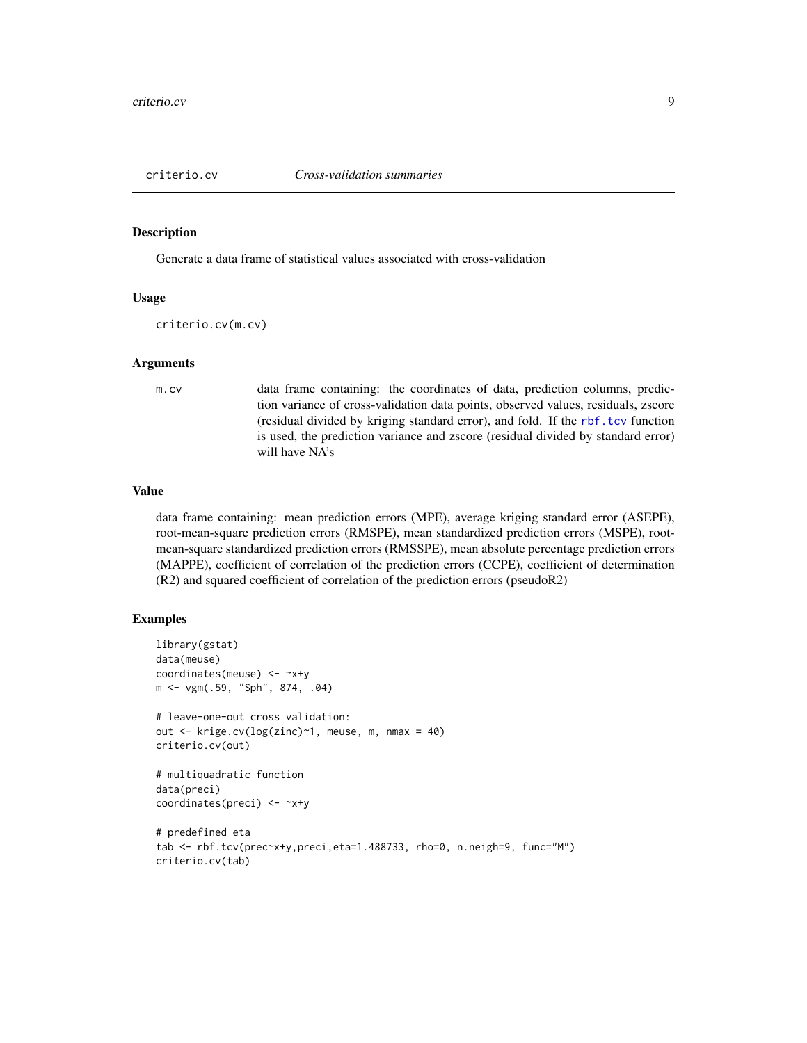## criterio.cv *Cross-validation summaries*

### Description

Generate a data frame of statistical values associated with cross-validation

### Usage

```
criterio.cv(m.cv)
```

### Arguments

| | |
|---|---|
| `m.cv` | data frame containing: the coordinates of data, prediction columns, prediction variance of cross-validation data points, observed values, residuals, zscore (residual divided by kriging standard error), and fold. If the `rbf.tcv` function is used, the prediction variance and zscore (residual divided by standard error) will have NA's |

### Value

data frame containing: mean prediction errors (MPE), average kriging standard error (ASEPE), root-mean-square prediction errors (RMSPE), mean standardized prediction errors (MSPE), root-mean-square standardized prediction errors (RMSSPE), mean absolute percentage prediction errors (MAPPE), coefficient of correlation of the prediction errors (CCPE), coefficient of determination (R2) and squared coefficient of correlation of the prediction errors (pseudoR2)

### Examples

```
library(gstat)
data(meuse)
coordinates(meuse) <- ~x+y
m <- vgm(.59, "Sph", 874, .04)

# leave-one-out cross validation:
out <- krige.cv(log(zinc)~1, meuse, m, nmax = 40)
criterio.cv(out)

# multiquadratic function
data(preci)
coordinates(preci) <- ~x+y

# predefined eta
tab <- rbf.tcv(prec~x+y,preci,eta=1.488733, rho=0, n.neigh=9, func="M")
criterio.cv(tab)
```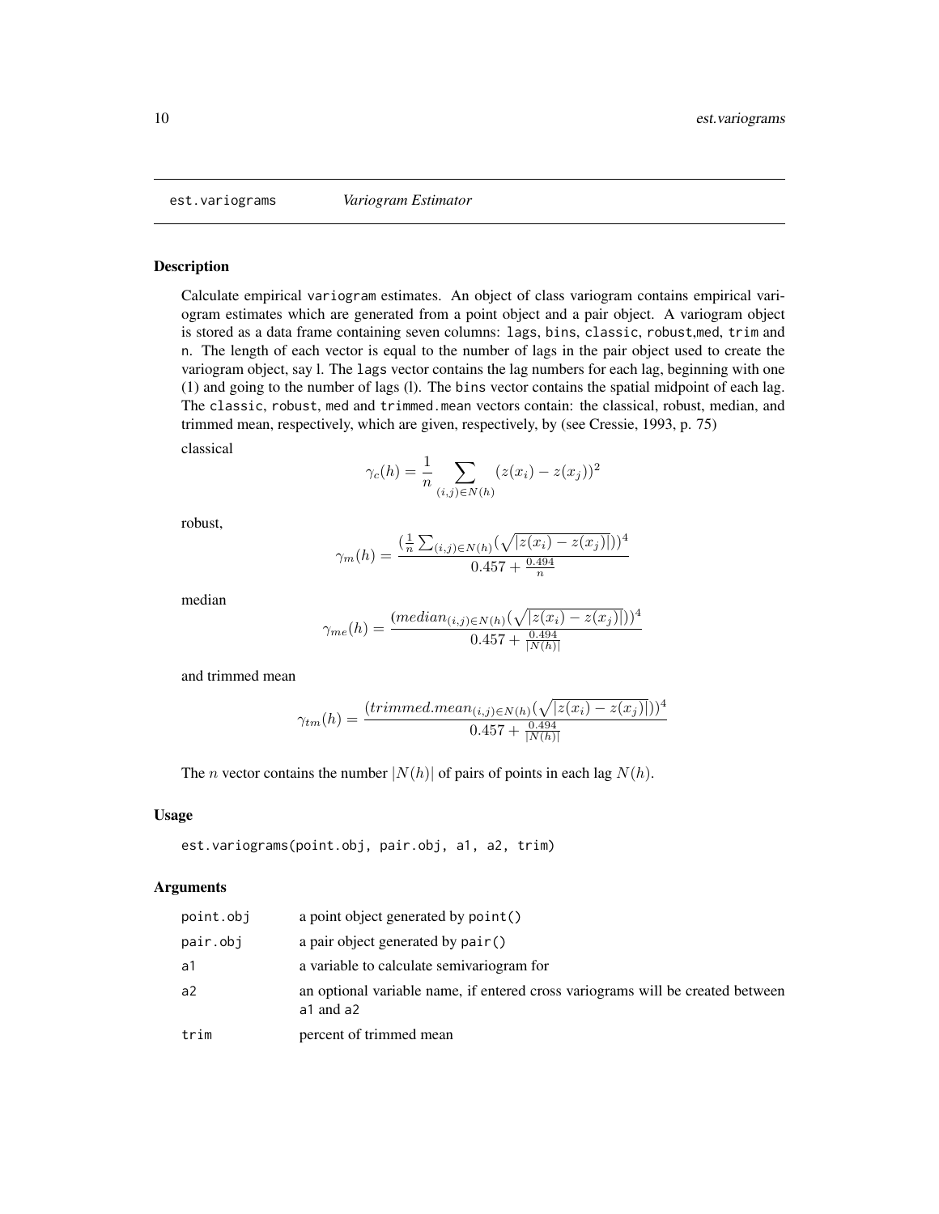# est.variograms *Variogram Estimator*

## Description

Calculate empirical `variogram` estimates. An object of class variogram contains empirical variogram estimates which are generated from a point object and a pair object. A variogram object is stored as a data frame containing seven columns: `lags`, `bins`, `classic`, `robust`,`med`, `trim` and `n`. The length of each vector is equal to the number of lags in the pair object used to create the variogram object, say l. The `lags` vector contains the lag numbers for each lag, beginning with one (1) and going to the number of lags (l). The `bins` vector contains the spatial midpoint of each lag. The `classic`, `robust`, `med` and `trimmed.mean` vectors contain: the classical, robust, median, and trimmed mean, respectively, which are given, respectively, by (see Cressie, 1993, p. 75)

classical

$$\gamma_c(h) = \frac{1}{n} \sum_{(i,j) \in N(h)} (z(x_i) - z(x_j))^2$$

robust,

$$\gamma_m(h) = \frac{(\frac{1}{n} \sum_{(i,j) \in N(h)} (\sqrt{|z(x_i) - z(x_j)|}))^4}{0.457 + \frac{0.494}{n}}$$

median

$$\gamma_{me}(h) = \frac{(median_{(i,j) \in N(h)} (\sqrt{|z(x_i) - z(x_j)|}))^4}{0.457 + \frac{0.494}{|N(h)|}}$$

and trimmed mean

$$\gamma_{tm}(h) = \frac{(trimmed.mean_{(i,j) \in N(h)} (\sqrt{|z(x_i) - z(x_j)|}))^4}{0.457 + \frac{0.494}{|N(h)|}}$$

The $n$ vector contains the number $|N(h)|$ of pairs of points in each lag $N(h)$.

## Usage

```
est.variograms(point.obj, pair.obj, a1, a2, trim)
```

## Arguments

| | |
|---|---|
| `point.obj` | a point object generated by `point()` |
| `pair.obj` | a pair object generated by `pair()` |
| `a1` | a variable to calculate semivariogram for |
| `a2` | an optional variable name, if entered cross variograms will be created between `a1` and `a2` |
| `trim` | percent of trimmed mean |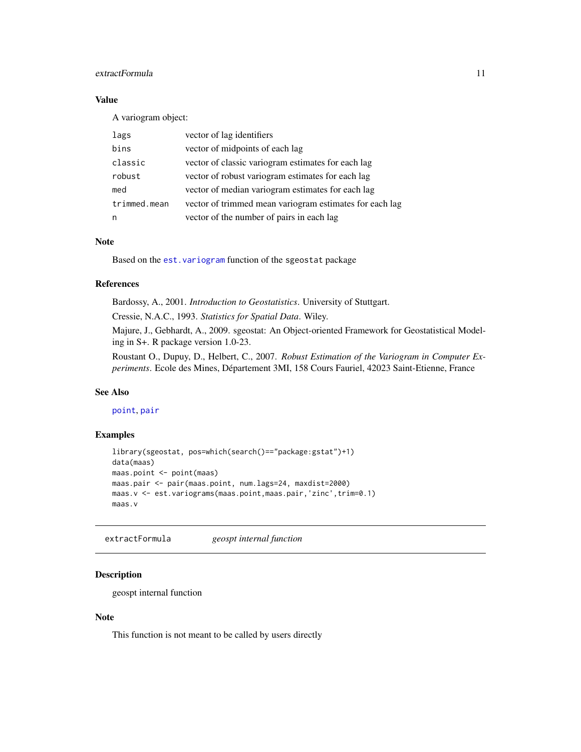### Value

A variogram object:

| | |
|---|---|
| `lags` | vector of lag identifiers |
| `bins` | vector of midpoints of each lag |
| `classic` | vector of classic variogram estimates for each lag |
| `robust` | vector of robust variogram estimates for each lag |
| `med` | vector of median variogram estimates for each lag |
| `trimmed.mean` | vector of trimmed mean variogram estimates for each lag |
| `n` | vector of the number of pairs in each lag |

### Note

Based on the `est.variogram` function of the `sgeostat` package

### References

Bardossy, A., 2001. *Introduction to Geostatistics*. University of Stuttgart.

Cressie, N.A.C., 1993. *Statistics for Spatial Data*. Wiley.

Majure, J., Gebhardt, A., 2009. sgeostat: An Object-oriented Framework for Geostatistical Modeling in S+. R package version 1.0-23.

Roustant O., Dupuy, D., Helbert, C., 2007. *Robust Estimation of the Variogram in Computer Experiments*. Ecole des Mines, Département 3MI, 158 Cours Fauriel, 42023 Saint-Etienne, France

### See Also

`point`, `pair`

### Examples

```
library(sgeostat, pos=which(search()=="package:gstat")+1)
data(maas)
maas.point <- point(maas)
maas.pair <- pair(maas.point, num.lags=24, maxdist=2000)
maas.v <- est.variograms(maas.point,maas.pair,'zinc',trim=0.1)
maas.v
```

---

## extractFormula — *geospt internal function*

### Description

geospt internal function

### Note

This function is not meant to be called by users directly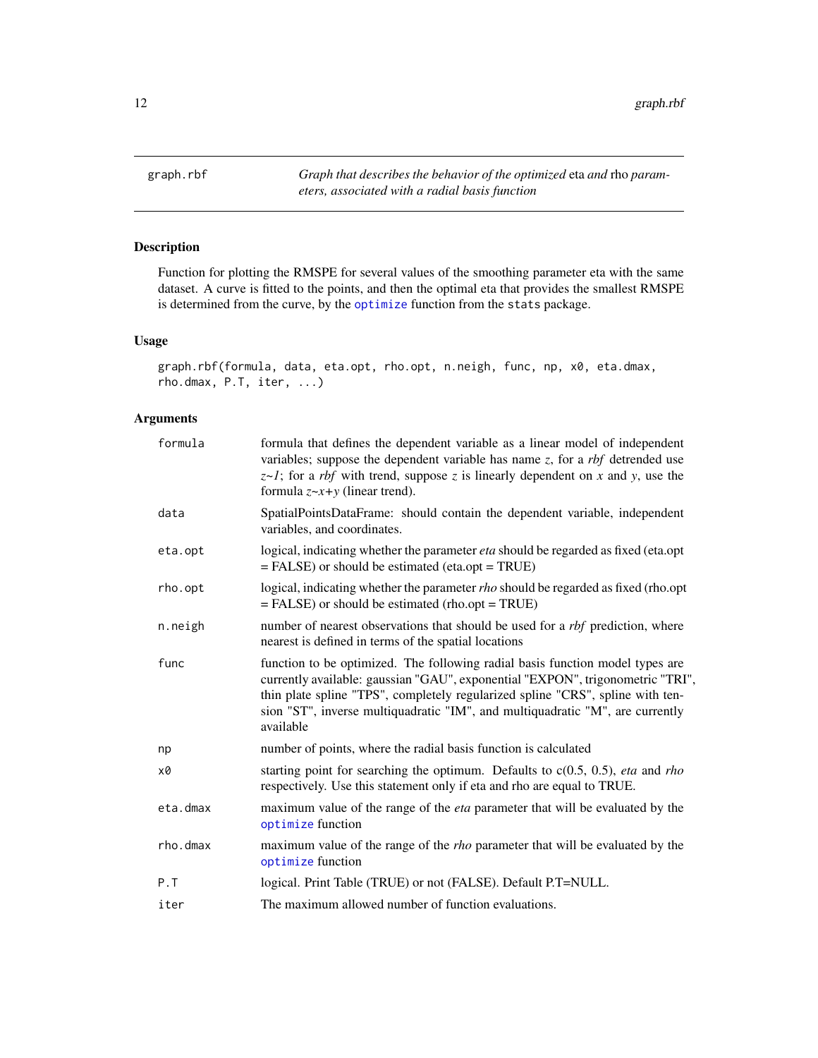## graph.rbf

*Graph that describes the behavior of the optimized* eta *and* rho *parameters, associated with a radial basis function*

### Description

Function for plotting the RMSPE for several values of the smoothing parameter eta with the same dataset. A curve is fitted to the points, and then the optimal eta that provides the smallest RMSPE is determined from the curve, by the `optimize` function from the `stats` package.

### Usage

```
graph.rbf(formula, data, eta.opt, rho.opt, n.neigh, func, np, x0, eta.dmax,
rho.dmax, P.T, iter, ...)
```

### Arguments

| | |
|---|---|
| `formula` | formula that defines the dependent variable as a linear model of independent variables; suppose the dependent variable has name *z*, for a *rbf* detrended use *z~1*; for a *rbf* with trend, suppose *z* is linearly dependent on *x* and *y*, use the formula *z~x+y* (linear trend). |
| `data` | SpatialPointsDataFrame: should contain the dependent variable, independent variables, and coordinates. |
| `eta.opt` | logical, indicating whether the parameter *eta* should be regarded as fixed (eta.opt = FALSE) or should be estimated (eta.opt = TRUE) |
| `rho.opt` | logical, indicating whether the parameter *rho* should be regarded as fixed (rho.opt = FALSE) or should be estimated (rho.opt = TRUE) |
| `n.neigh` | number of nearest observations that should be used for a *rbf* prediction, where nearest is defined in terms of the spatial locations |
| `func` | function to be optimized. The following radial basis function model types are currently available: gaussian "GAU", exponential "EXPON", trigonometric "TRI", thin plate spline "TPS", completely regularized spline "CRS", spline with tension "ST", inverse multiquadratic "IM", and multiquadratic "M", are currently available |
| `np` | number of points, where the radial basis function is calculated |
| `x0` | starting point for searching the optimum. Defaults to c(0.5, 0.5), *eta* and *rho* respectively. Use this statement only if eta and rho are equal to TRUE. |
| `eta.dmax` | maximum value of the range of the *eta* parameter that will be evaluated by the `optimize` function |
| `rho.dmax` | maximum value of the range of the *rho* parameter that will be evaluated by the `optimize` function |
| `P.T` | logical. Print Table (TRUE) or not (FALSE). Default P.T=NULL. |
| `iter` | The maximum allowed number of function evaluations. |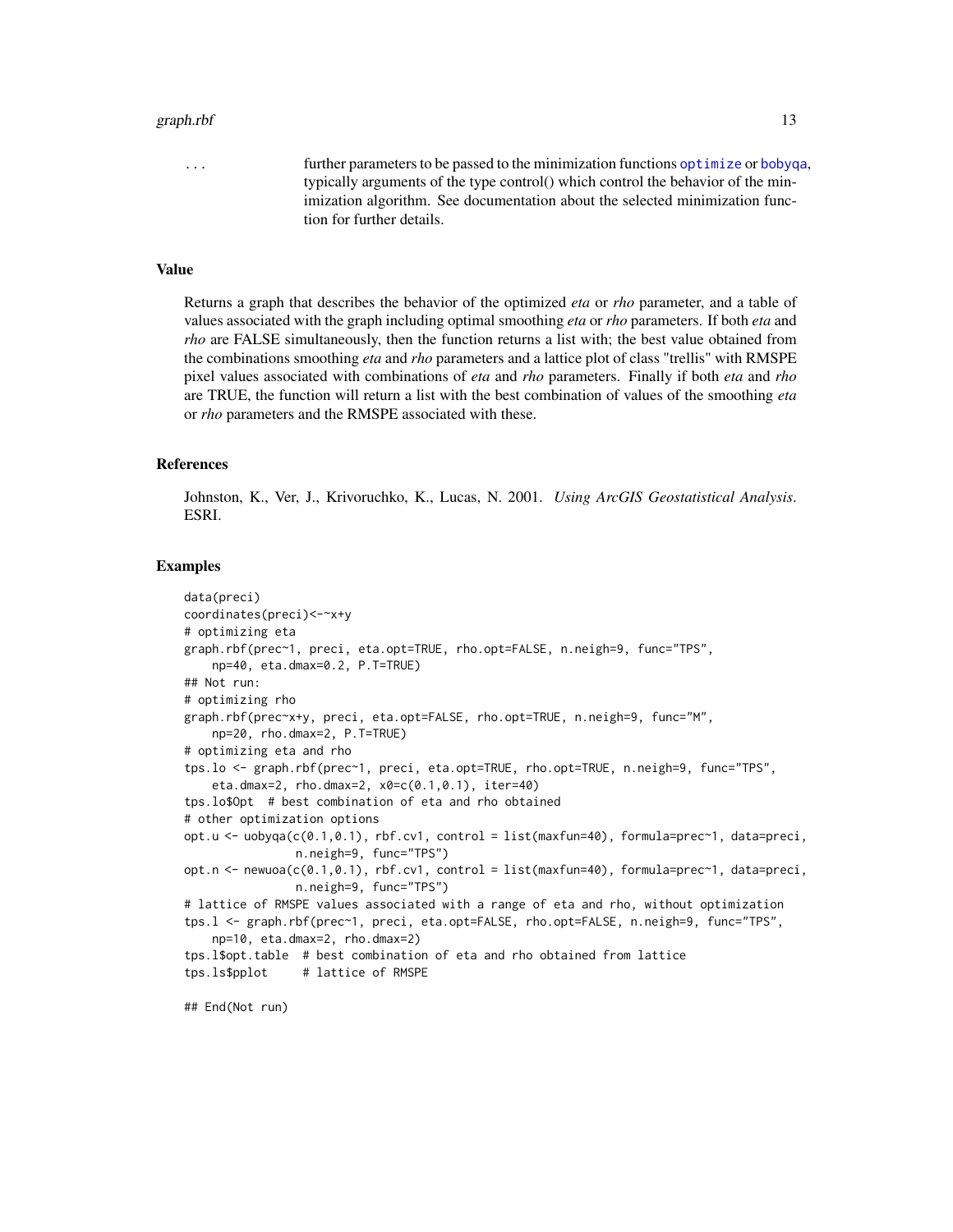... further parameters to be passed to the minimization functions optimize or bobyqa, typically arguments of the type control() which control the behavior of the minimization algorithm. See documentation about the selected minimization function for further details.

## Value

Returns a graph that describes the behavior of the optimized *eta* or *rho* parameter, and a table of values associated with the graph including optimal smoothing *eta* or *rho* parameters. If both *eta* and *rho* are FALSE simultaneously, then the function returns a list with; the best value obtained from the combinations smoothing *eta* and *rho* parameters and a lattice plot of class "trellis" with RMSPE pixel values associated with combinations of *eta* and *rho* parameters. Finally if both *eta* and *rho* are TRUE, the function will return a list with the best combination of values of the smoothing *eta* or *rho* parameters and the RMSPE associated with these.

## References

Johnston, K., Ver, J., Krivoruchko, K., Lucas, N. 2001. *Using ArcGIS Geostatistical Analysis*. ESRI.

## Examples

```
data(preci)
coordinates(preci)<-~x+y
# optimizing eta
graph.rbf(prec~1, preci, eta.opt=TRUE, rho.opt=FALSE, n.neigh=9, func="TPS",
    np=40, eta.dmax=0.2, P.T=TRUE)
## Not run:
# optimizing rho
graph.rbf(prec~x+y, preci, eta.opt=FALSE, rho.opt=TRUE, n.neigh=9, func="M",
    np=20, rho.dmax=2, P.T=TRUE)
# optimizing eta and rho
tps.lo <- graph.rbf(prec~1, preci, eta.opt=TRUE, rho.opt=TRUE, n.neigh=9, func="TPS",
    eta.dmax=2, rho.dmax=2, x0=c(0.1,0.1), iter=40)
tps.lo$Opt  # best combination of eta and rho obtained
# other optimization options
opt.u <- uobyqa(c(0.1,0.1), rbf.cv1, control = list(maxfun=40), formula=prec~1, data=preci,
                n.neigh=9, func="TPS")
opt.n <- newuoa(c(0.1,0.1), rbf.cv1, control = list(maxfun=40), formula=prec~1, data=preci,
                n.neigh=9, func="TPS")
# lattice of RMSPE values associated with a range of eta and rho, without optimization
tps.l <- graph.rbf(prec~1, preci, eta.opt=FALSE, rho.opt=FALSE, n.neigh=9, func="TPS",
    np=10, eta.dmax=2, rho.dmax=2)
tps.l$opt.table  # best combination of eta and rho obtained from lattice
tps.ls$pplot     # lattice of RMSPE

## End(Not run)
```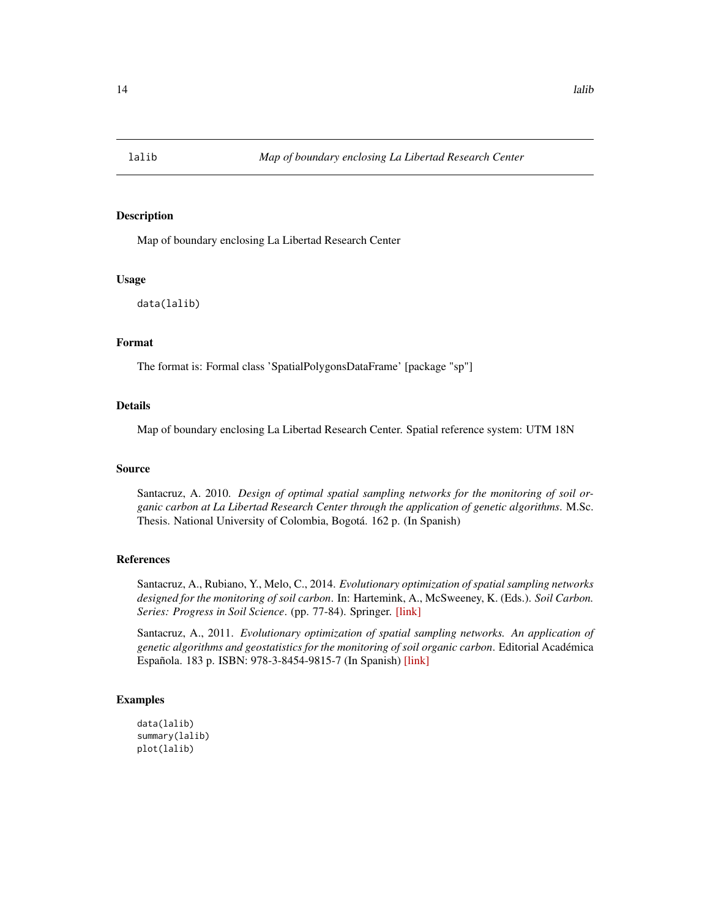lalib *Map of boundary enclosing La Libertad Research Center*

## Description

Map of boundary enclosing La Libertad Research Center

## Usage

```
data(lalib)
```

## Format

The format is: Formal class 'SpatialPolygonsDataFrame' [package "sp"]

## Details

Map of boundary enclosing La Libertad Research Center. Spatial reference system: UTM 18N

## Source

Santacruz, A. 2010. *Design of optimal spatial sampling networks for the monitoring of soil organic carbon at La Libertad Research Center through the application of genetic algorithms*. M.Sc. Thesis. National University of Colombia, Bogotá. 162 p. (In Spanish)

## References

Santacruz, A., Rubiano, Y., Melo, C., 2014. *Evolutionary optimization of spatial sampling networks designed for the monitoring of soil carbon*. In: Hartemink, A., McSweeney, K. (Eds.). *Soil Carbon. Series: Progress in Soil Science*. (pp. 77-84). Springer. [link]

Santacruz, A., 2011. *Evolutionary optimization of spatial sampling networks. An application of genetic algorithms and geostatistics for the monitoring of soil organic carbon*. Editorial Académica Española. 183 p. ISBN: 978-3-8454-9815-7 (In Spanish) [link]

## Examples

```
data(lalib)
summary(lalib)
plot(lalib)
```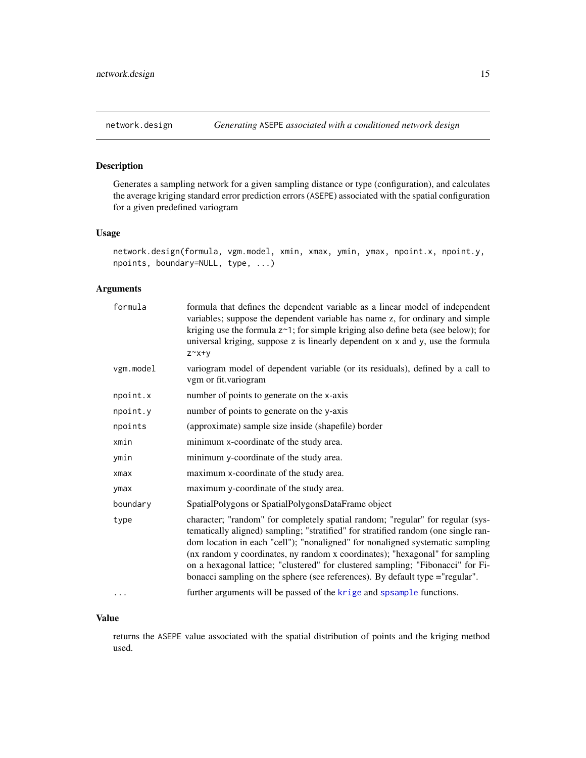## network.design — *Generating* ASEPE *associated with a conditioned network design*

### Description

Generates a sampling network for a given sampling distance or type (configuration), and calculates the average kriging standard error prediction errors (ASEPE) associated with the spatial configuration for a given predefined variogram

### Usage

```
network.design(formula, vgm.model, xmin, xmax, ymin, ymax, npoint.x, npoint.y,
npoints, boundary=NULL, type, ...)
```

### Arguments

| | |
|---|---|
| `formula` | formula that defines the dependent variable as a linear model of independent variables; suppose the dependent variable has name z, for ordinary and simple kriging use the formula z~1; for simple kriging also define beta (see below); for universal kriging, suppose z is linearly dependent on x and y, use the formula z~x+y |
| `vgm.model` | variogram model of dependent variable (or its residuals), defined by a call to vgm or fit.variogram |
| `npoint.x` | number of points to generate on the x-axis |
| `npoint.y` | number of points to generate on the y-axis |
| `npoints` | (approximate) sample size inside (shapefile) border |
| `xmin` | minimum x-coordinate of the study area. |
| `ymin` | minimum y-coordinate of the study area. |
| `xmax` | maximum x-coordinate of the study area. |
| `ymax` | maximum y-coordinate of the study area. |
| `boundary` | SpatialPolygons or SpatialPolygonsDataFrame object |
| `type` | character; "random" for completely spatial random; "regular" for regular (systematically aligned) sampling; "stratified" for stratified random (one single random location in each "cell"); "nonaligned" for nonaligned systematic sampling (nx random y coordinates, ny random x coordinates); "hexagonal" for sampling on a hexagonal lattice; "clustered" for clustered sampling; "Fibonacci" for Fibonacci sampling on the sphere (see references). By default type ="regular". |
| `...` | further arguments will be passed of the `krige` and `spsample` functions. |

### Value

returns the ASEPE value associated with the spatial distribution of points and the kriging method used.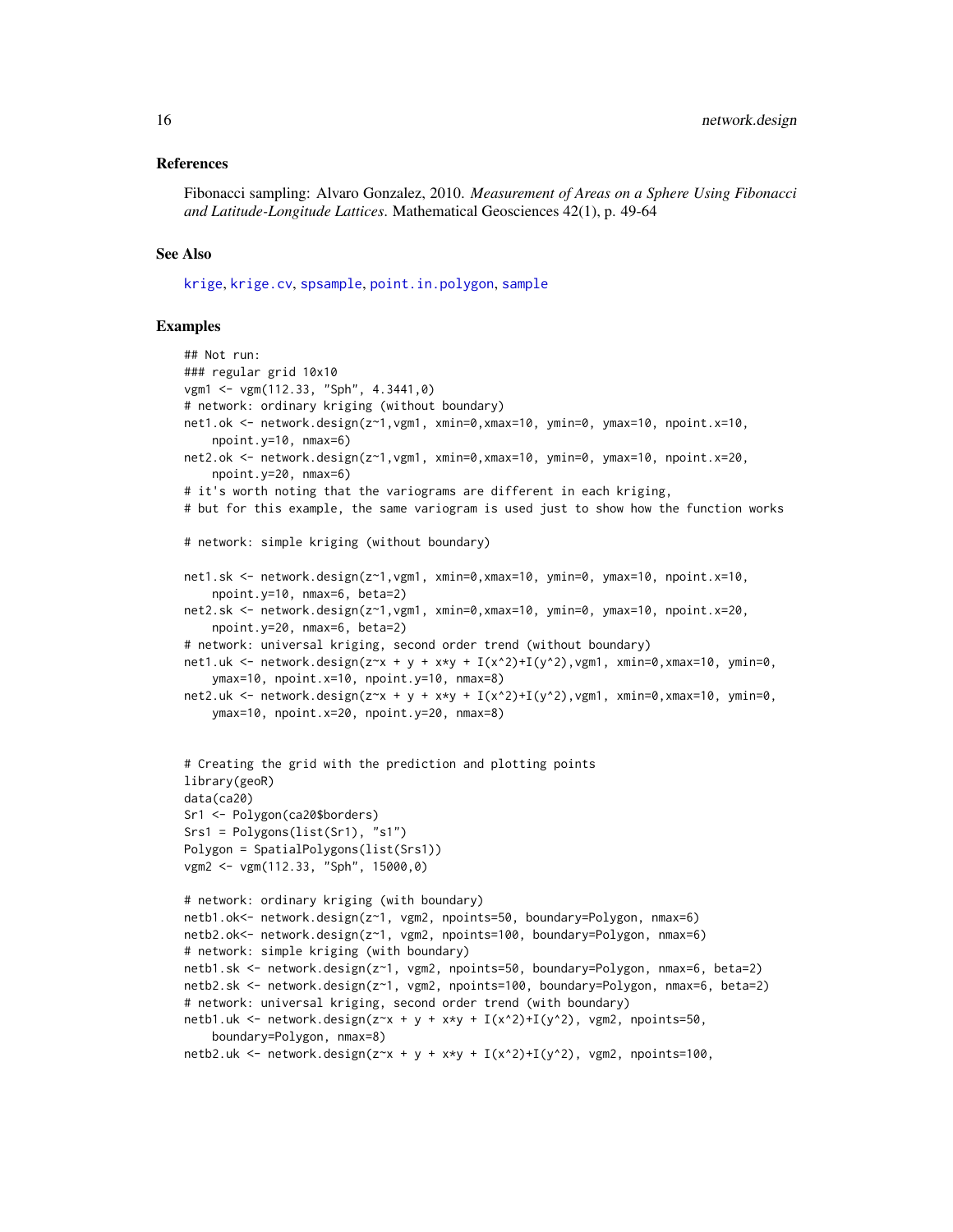### References

Fibonacci sampling: Alvaro Gonzalez, 2010. *Measurement of Areas on a Sphere Using Fibonacci and Latitude-Longitude Lattices*. Mathematical Geosciences 42(1), p. 49-64

### See Also

krige, krige.cv, spsample, point.in.polygon, sample

### Examples

```
## Not run:
### regular grid 10x10
vgm1 <- vgm(112.33, "Sph", 4.3441,0)
# network: ordinary kriging (without boundary)
net1.ok <- network.design(z~1,vgm1, xmin=0,xmax=10, ymin=0, ymax=10, npoint.x=10,
    npoint.y=10, nmax=6)
net2.ok <- network.design(z~1,vgm1, xmin=0,xmax=10, ymin=0, ymax=10, npoint.x=20,
    npoint.y=20, nmax=6)
# it's worth noting that the variograms are different in each kriging,
# but for this example, the same variogram is used just to show how the function works

# network: simple kriging (without boundary)

net1.sk <- network.design(z~1,vgm1, xmin=0,xmax=10, ymin=0, ymax=10, npoint.x=10,
    npoint.y=10, nmax=6, beta=2)
net2.sk <- network.design(z~1,vgm1, xmin=0,xmax=10, ymin=0, ymax=10, npoint.x=20,
    npoint.y=20, nmax=6, beta=2)
# network: universal kriging, second order trend (without boundary)
net1.uk <- network.design(z~x + y + x*y + I(x^2)+I(y^2),vgm1, xmin=0,xmax=10, ymin=0,
    ymax=10, npoint.x=10, npoint.y=10, nmax=8)
net2.uk <- network.design(z~x + y + x*y + I(x^2)+I(y^2),vgm1, xmin=0,xmax=10, ymin=0,
    ymax=10, npoint.x=20, npoint.y=20, nmax=8)


# Creating the grid with the prediction and plotting points
library(geoR)
data(ca20)
Sr1 <- Polygon(ca20$borders)
Srs1 = Polygons(list(Sr1), "s1")
Polygon = SpatialPolygons(list(Srs1))
vgm2 <- vgm(112.33, "Sph", 15000,0)

# network: ordinary kriging (with boundary)
netb1.ok<- network.design(z~1, vgm2, npoints=50, boundary=Polygon, nmax=6)
netb2.ok<- network.design(z~1, vgm2, npoints=100, boundary=Polygon, nmax=6)
# network: simple kriging (with boundary)
netb1.sk <- network.design(z~1, vgm2, npoints=50, boundary=Polygon, nmax=6, beta=2)
netb2.sk <- network.design(z~1, vgm2, npoints=100, boundary=Polygon, nmax=6, beta=2)
# network: universal kriging, second order trend (with boundary)
netb1.uk <- network.design(z~x + y + x*y + I(x^2)+I(y^2), vgm2, npoints=50,
    boundary=Polygon, nmax=8)
netb2.uk <- network.design(z~x + y + x*y + I(x^2)+I(y^2), vgm2, npoints=100,
```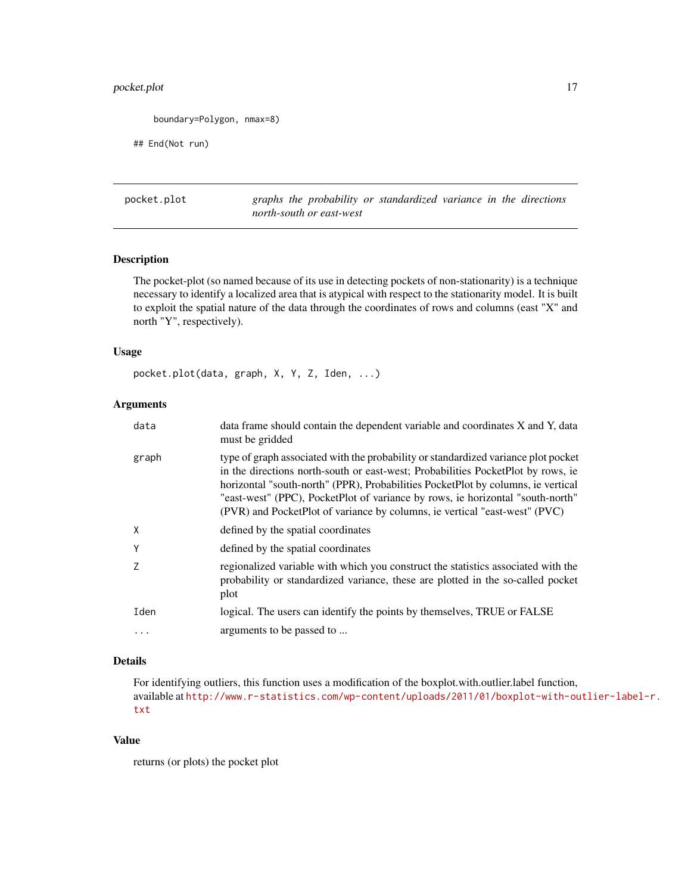```
    boundary=Polygon, nmax=8)

## End(Not run)
```

---

pocket.plot — *graphs the probability or standardized variance in the directions north-south or east-west*

---

### Description

The pocket-plot (so named because of its use in detecting pockets of non-stationarity) is a technique necessary to identify a localized area that is atypical with respect to the stationarity model. It is built to exploit the spatial nature of the data through the coordinates of rows and columns (east "X" and north "Y", respectively).

### Usage

```
pocket.plot(data, graph, X, Y, Z, Iden, ...)
```

### Arguments

| | |
|---|---|
| data | data frame should contain the dependent variable and coordinates X and Y, data must be gridded |
| graph | type of graph associated with the probability or standardized variance plot pocket in the directions north-south or east-west; Probabilities PocketPlot by rows, ie horizontal "south-north" (PPR), Probabilities PocketPlot by columns, ie vertical "east-west" (PPC), PocketPlot of variance by rows, ie horizontal "south-north" (PVR) and PocketPlot of variance by columns, ie vertical "east-west" (PVC) |
| X | defined by the spatial coordinates |
| Y | defined by the spatial coordinates |
| Z | regionalized variable with which you construct the statistics associated with the probability or standardized variance, these are plotted in the so-called pocket plot |
| Iden | logical. The users can identify the points by themselves, TRUE or FALSE |
| ... | arguments to be passed to ... |

### Details

For identifying outliers, this function uses a modification of the boxplot.with.outlier.label function, available at http://www.r-statistics.com/wp-content/uploads/2011/01/boxplot-with-outlier-label-r.txt

### Value

returns (or plots) the pocket plot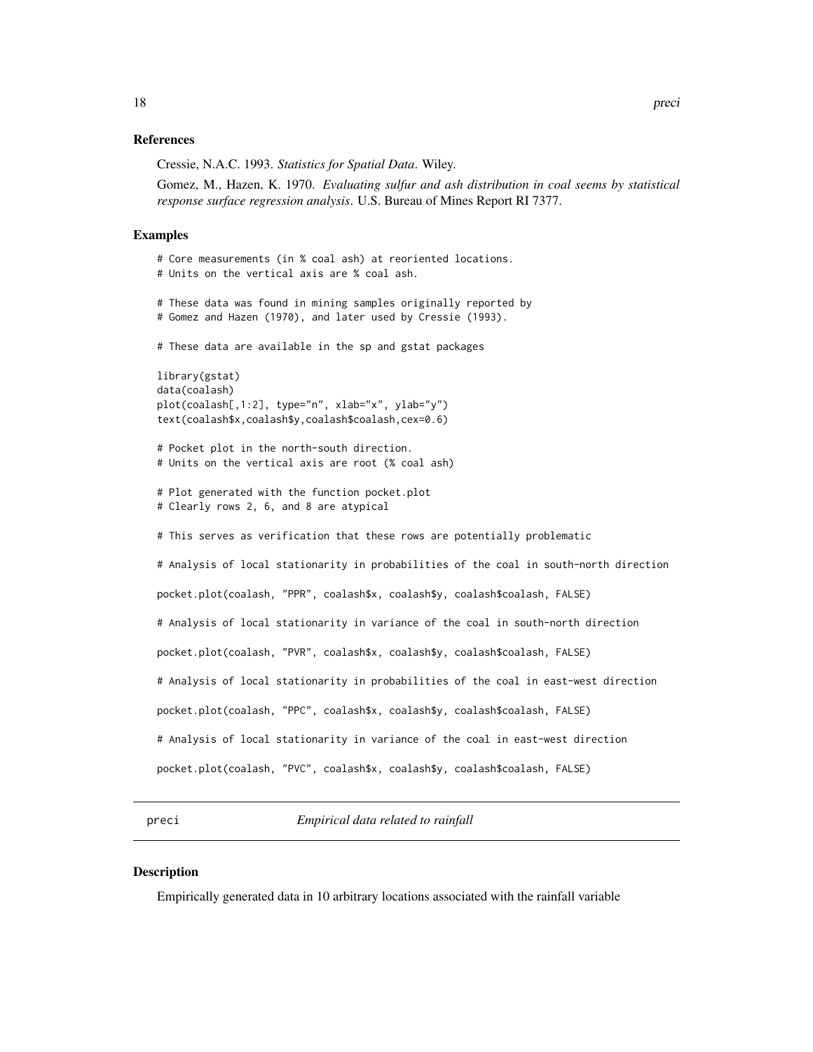## References

Cressie, N.A.C. 1993. *Statistics for Spatial Data*. Wiley.

Gomez, M., Hazen, K. 1970. *Evaluating sulfur and ash distribution in coal seems by statistical response surface regression analysis*. U.S. Bureau of Mines Report RI 7377.

## Examples

```
# Core measurements (in % coal ash) at reoriented locations.
# Units on the vertical axis are % coal ash.

# These data was found in mining samples originally reported by
# Gomez and Hazen (1970), and later used by Cressie (1993).

# These data are available in the sp and gstat packages

library(gstat)
data(coalash)
plot(coalash[,1:2], type="n", xlab="x", ylab="y")
text(coalash$x,coalash$y,coalash$coalash,cex=0.6)

# Pocket plot in the north-south direction.
# Units on the vertical axis are root (% coal ash)

# Plot generated with the function pocket.plot
# Clearly rows 2, 6, and 8 are atypical

# This serves as verification that these rows are potentially problematic

# Analysis of local stationarity in probabilities of the coal in south-north direction

pocket.plot(coalash, "PPR", coalash$x, coalash$y, coalash$coalash, FALSE)

# Analysis of local stationarity in variance of the coal in south-north direction

pocket.plot(coalash, "PVR", coalash$x, coalash$y, coalash$coalash, FALSE)

# Analysis of local stationarity in probabilities of the coal in east-west direction

pocket.plot(coalash, "PPC", coalash$x, coalash$y, coalash$coalash, FALSE)

# Analysis of local stationarity in variance of the coal in east-west direction

pocket.plot(coalash, "PVC", coalash$x, coalash$y, coalash$coalash, FALSE)
```

---

# preci — *Empirical data related to rainfall*

## Description

Empirically generated data in 10 arbitrary locations associated with the rainfall variable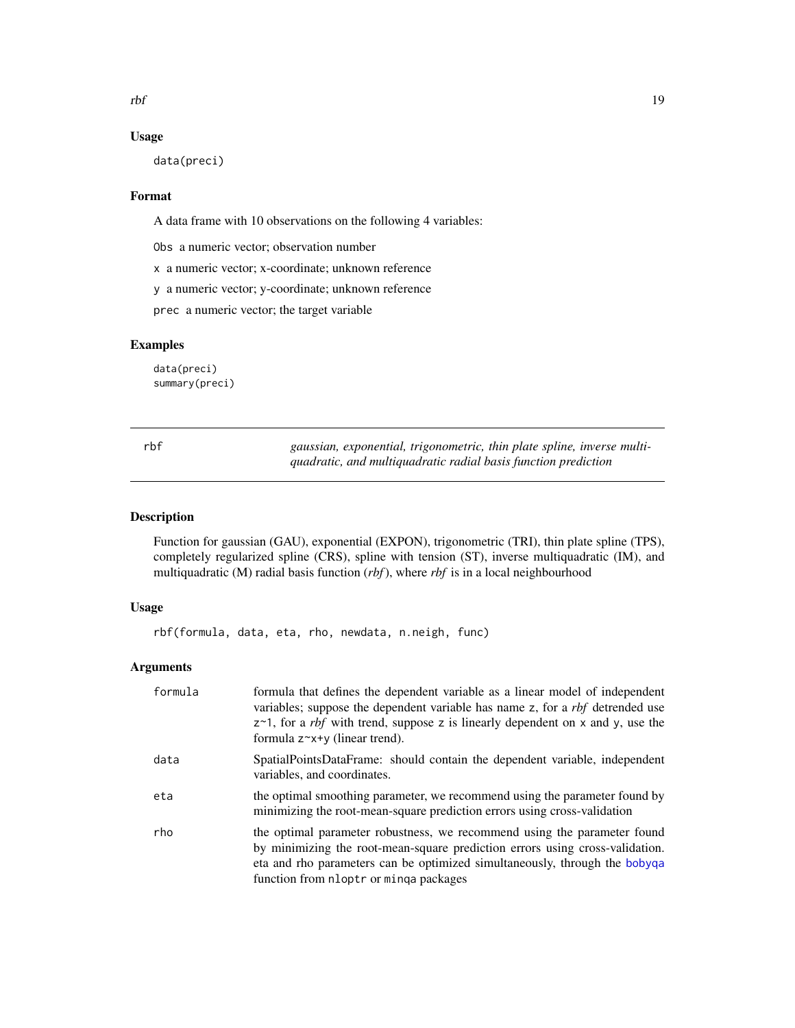### Usage

```
data(preci)
```

### Format

A data frame with 10 observations on the following 4 variables:

`Obs` a numeric vector; observation number

`x` a numeric vector; x-coordinate; unknown reference

`y` a numeric vector; y-coordinate; unknown reference

`prec` a numeric vector; the target variable

### Examples

```
data(preci)
summary(preci)
```

---

## rbf — *gaussian, exponential, trigonometric, thin plate spline, inverse multiquadratic, and multiquadratic radial basis function prediction*

---

### Description

Function for gaussian (GAU), exponential (EXPON), trigonometric (TRI), thin plate spline (TPS), completely regularized spline (CRS), spline with tension (ST), inverse multiquadratic (IM), and multiquadratic (M) radial basis function (*rbf*), where *rbf* is in a local neighbourhood

### Usage

```
rbf(formula, data, eta, rho, newdata, n.neigh, func)
```

### Arguments

| | |
|---|---|
| `formula` | formula that defines the dependent variable as a linear model of independent variables; suppose the dependent variable has name `z`, for a *rbf* detrended use `z~1`, for a *rbf* with trend, suppose `z` is linearly dependent on `x` and `y`, use the formula `z~x+y` (linear trend). |
| `data` | SpatialPointsDataFrame: should contain the dependent variable, independent variables, and coordinates. |
| `eta` | the optimal smoothing parameter, we recommend using the parameter found by minimizing the root-mean-square prediction errors using cross-validation |
| `rho` | the optimal parameter robustness, we recommend using the parameter found by minimizing the root-mean-square prediction errors using cross-validation. eta and rho parameters can be optimized simultaneously, through the `bobyqa` function from `nloptr` or `minqa` packages |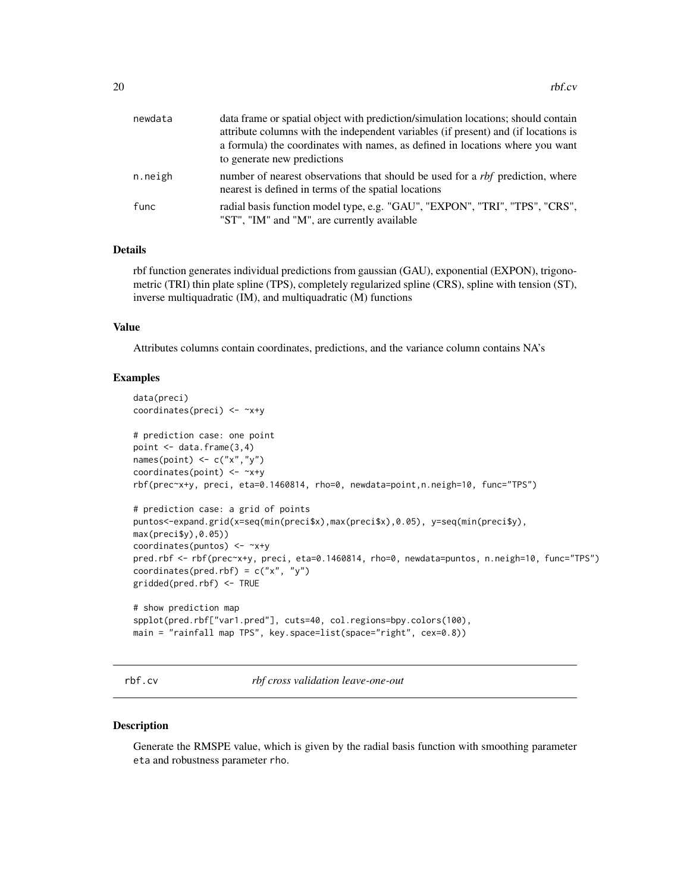| | |
|---|---|
| newdata | data frame or spatial object with prediction/simulation locations; should contain attribute columns with the independent variables (if present) and (if locations is a formula) the coordinates with names, as defined in locations where you want to generate new predictions |
| n.neigh | number of nearest observations that should be used for a *rbf* prediction, where nearest is defined in terms of the spatial locations |
| func | radial basis function model type, e.g. "GAU", "EXPON", "TRI", "TPS", "CRS", "ST", "IM" and "M", are currently available |

### Details

rbf function generates individual predictions from gaussian (GAU), exponential (EXPON), trigonometric (TRI) thin plate spline (TPS), completely regularized spline (CRS), spline with tension (ST), inverse multiquadratic (IM), and multiquadratic (M) functions

### Value

Attributes columns contain coordinates, predictions, and the variance column contains NA's

### Examples

```
data(preci)
coordinates(preci) <- ~x+y

# prediction case: one point
point <- data.frame(3,4)
names(point) <- c("x","y")
coordinates(point) <- ~x+y
rbf(prec~x+y, preci, eta=0.1460814, rho=0, newdata=point,n.neigh=10, func="TPS")

# prediction case: a grid of points
puntos<-expand.grid(x=seq(min(preci$x),max(preci$x),0.05), y=seq(min(preci$y),
max(preci$y),0.05))
coordinates(puntos) <- ~x+y
pred.rbf <- rbf(prec~x+y, preci, eta=0.1460814, rho=0, newdata=puntos, n.neigh=10, func="TPS")
coordinates(pred.rbf) = c("x", "y")
gridded(pred.rbf) <- TRUE

# show prediction map
spplot(pred.rbf["var1.pred"], cuts=40, col.regions=bpy.colors(100),
main = "rainfall map TPS", key.space=list(space="right", cex=0.8))
```

---

## rbf.cv *rbf cross validation leave-one-out*

### Description

Generate the RMSPE value, which is given by the radial basis function with smoothing parameter eta and robustness parameter rho.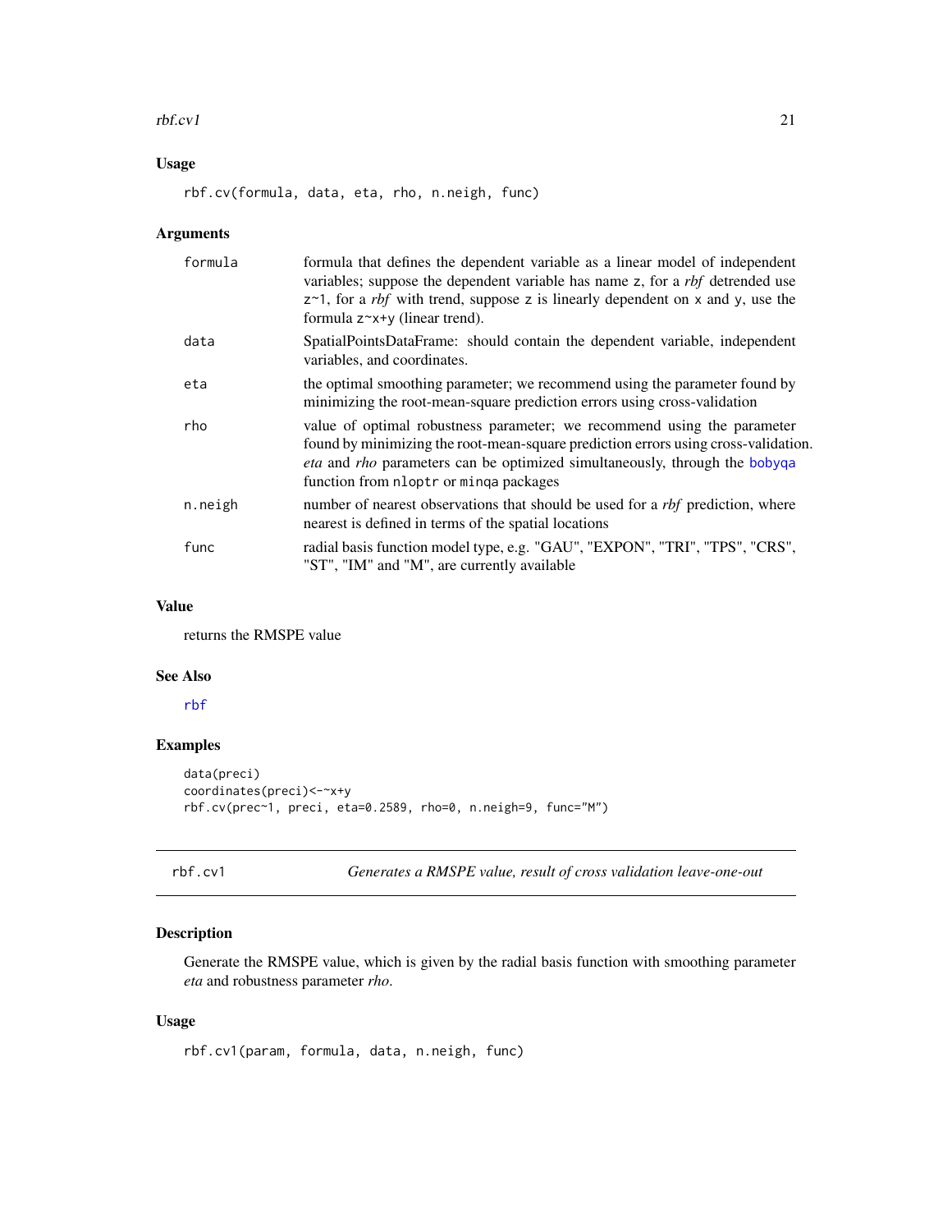### Usage

```
rbf.cv(formula, data, eta, rho, n.neigh, func)
```

### Arguments

| | |
|---|---|
| formula | formula that defines the dependent variable as a linear model of independent variables; suppose the dependent variable has name z, for a *rbf* detrended use z~1, for a *rbf* with trend, suppose z is linearly dependent on x and y, use the formula z~x+y (linear trend). |
| data | SpatialPointsDataFrame: should contain the dependent variable, independent variables, and coordinates. |
| eta | the optimal smoothing parameter; we recommend using the parameter found by minimizing the root-mean-square prediction errors using cross-validation |
| rho | value of optimal robustness parameter; we recommend using the parameter found by minimizing the root-mean-square prediction errors using cross-validation. *eta* and *rho* parameters can be optimized simultaneously, through the bobyqa function from nloptr or minqa packages |
| n.neigh | number of nearest observations that should be used for a *rbf* prediction, where nearest is defined in terms of the spatial locations |
| func | radial basis function model type, e.g. "GAU", "EXPON", "TRI", "TPS", "CRS", "ST", "IM" and "M", are currently available |

### Value

returns the RMSPE value

### See Also

rbf

### Examples

```
data(preci)
coordinates(preci)<-~x+y
rbf.cv(prec~1, preci, eta=0.2589, rho=0, n.neigh=9, func="M")
```

---

## rbf.cv1 — *Generates a RMSPE value, result of cross validation leave-one-out*

### Description

Generate the RMSPE value, which is given by the radial basis function with smoothing parameter *eta* and robustness parameter *rho*.

### Usage

```
rbf.cv1(param, formula, data, n.neigh, func)
```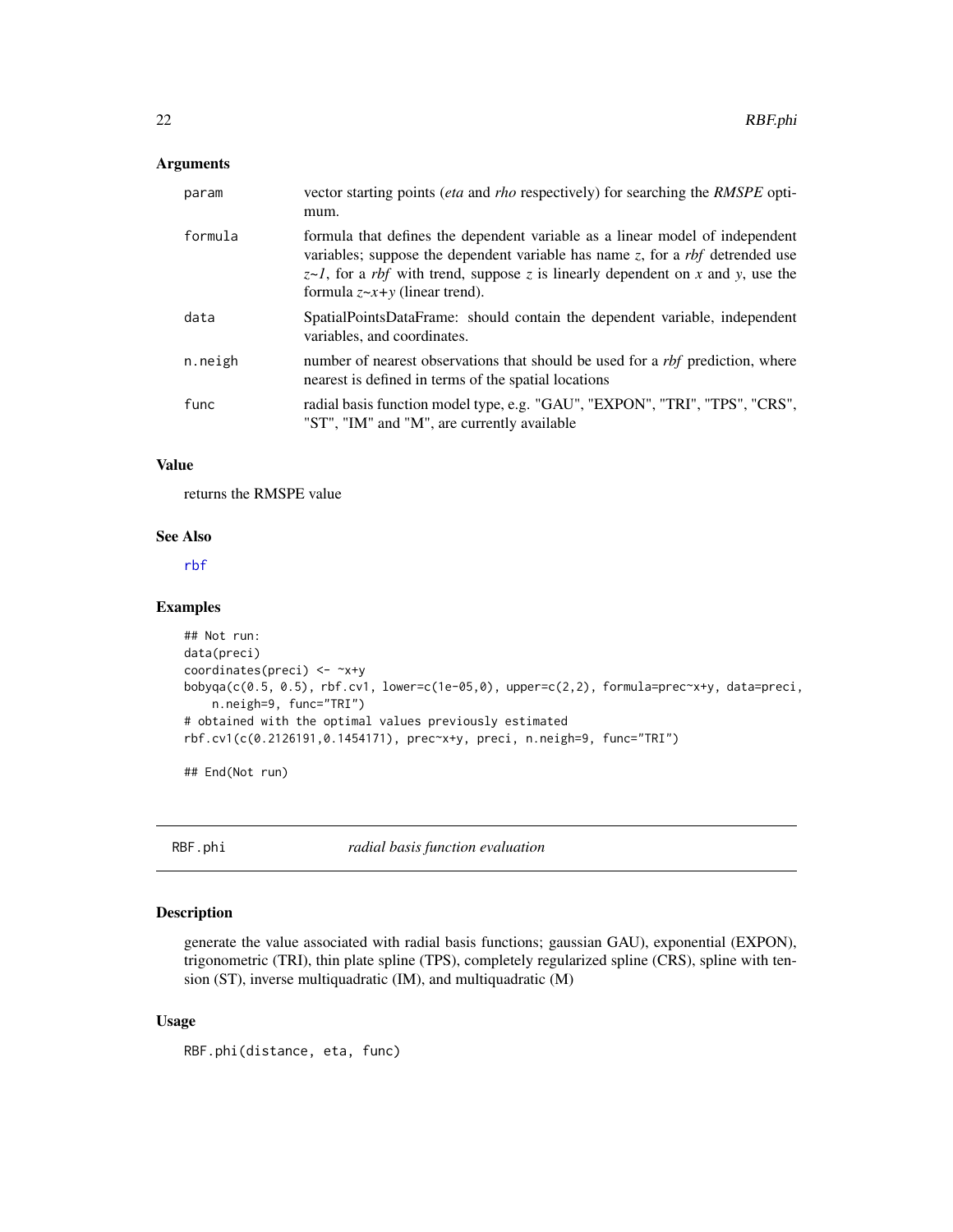## Arguments

| | |
|---|---|
| param | vector starting points (*eta* and *rho* respectively) for searching the *RMSPE* optimum. |
| formula | formula that defines the dependent variable as a linear model of independent variables; suppose the dependent variable has name *z*, for a *rbf* detrended use *z~1*, for a *rbf* with trend, suppose *z* is linearly dependent on *x* and *y*, use the formula *z~x+y* (linear trend). |
| data | SpatialPointsDataFrame: should contain the dependent variable, independent variables, and coordinates. |
| n.neigh | number of nearest observations that should be used for a *rbf* prediction, where nearest is defined in terms of the spatial locations |
| func | radial basis function model type, e.g. "GAU", "EXPON", "TRI", "TPS", "CRS", "ST", "IM" and "M", are currently available |

## Value

returns the RMSPE value

## See Also

rbf

## Examples

```
## Not run:
data(preci)
coordinates(preci) <- ~x+y
bobyqa(c(0.5, 0.5), rbf.cv1, lower=c(1e-05,0), upper=c(2,2), formula=prec~x+y, data=preci,
    n.neigh=9, func="TRI")
# obtained with the optimal values previously estimated
rbf.cv1(c(0.2126191,0.1454171), prec~x+y, preci, n.neigh=9, func="TRI")

## End(Not run)
```

---

# RBF.phi — *radial basis function evaluation*

## Description

generate the value associated with radial basis functions; gaussian GAU), exponential (EXPON), trigonometric (TRI), thin plate spline (TPS), completely regularized spline (CRS), spline with tension (ST), inverse multiquadratic (IM), and multiquadratic (M)

## Usage

```
RBF.phi(distance, eta, func)
```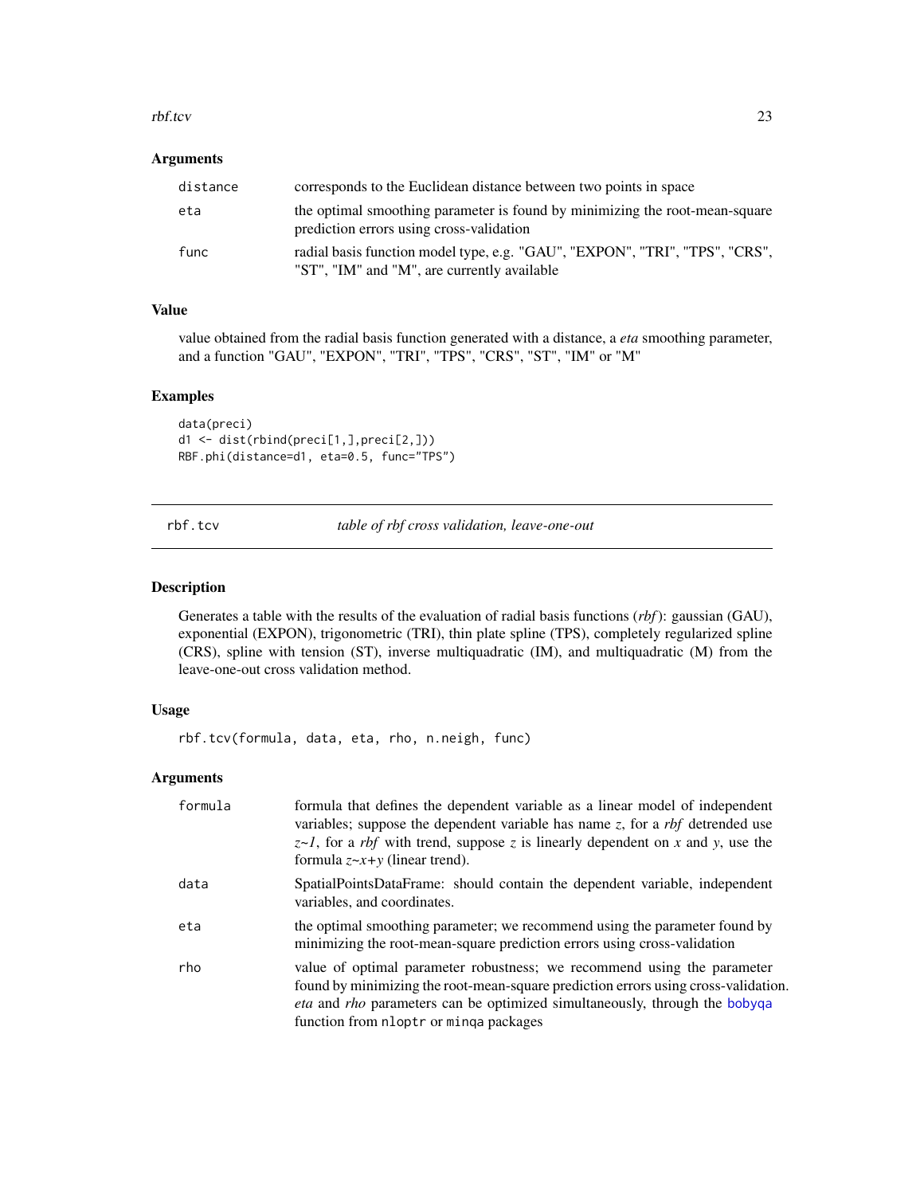### Arguments

| | |
|---|---|
| distance | corresponds to the Euclidean distance between two points in space |
| eta | the optimal smoothing parameter is found by minimizing the root-mean-square prediction errors using cross-validation |
| func | radial basis function model type, e.g. "GAU", "EXPON", "TRI", "TPS", "CRS", "ST", "IM" and "M", are currently available |

### Value

value obtained from the radial basis function generated with a distance, a *eta* smoothing parameter, and a function "GAU", "EXPON", "TRI", "TPS", "CRS", "ST", "IM" or "M"

### Examples

```
data(preci)
d1 <- dist(rbind(preci[1,],preci[2,]))
RBF.phi(distance=d1, eta=0.5, func="TPS")
```

---

## rbf.tcv *table of rbf cross validation, leave-one-out*

---

### Description

Generates a table with the results of the evaluation of radial basis functions (*rbf*): gaussian (GAU), exponential (EXPON), trigonometric (TRI), thin plate spline (TPS), completely regularized spline (CRS), spline with tension (ST), inverse multiquadratic (IM), and multiquadratic (M) from the leave-one-out cross validation method.

### Usage

```
rbf.tcv(formula, data, eta, rho, n.neigh, func)
```

### Arguments

| | |
|---|---|
| formula | formula that defines the dependent variable as a linear model of independent variables; suppose the dependent variable has name *z*, for a *rbf* detrended use *z~1*, for a *rbf* with trend, suppose *z* is linearly dependent on *x* and *y*, use the formula *z~x+y* (linear trend). |
| data | SpatialPointsDataFrame: should contain the dependent variable, independent variables, and coordinates. |
| eta | the optimal smoothing parameter; we recommend using the parameter found by minimizing the root-mean-square prediction errors using cross-validation |
| rho | value of optimal parameter robustness; we recommend using the parameter found by minimizing the root-mean-square prediction errors using cross-validation. *eta* and *rho* parameters can be optimized simultaneously, through the bobyqa function from nloptr or minqa packages |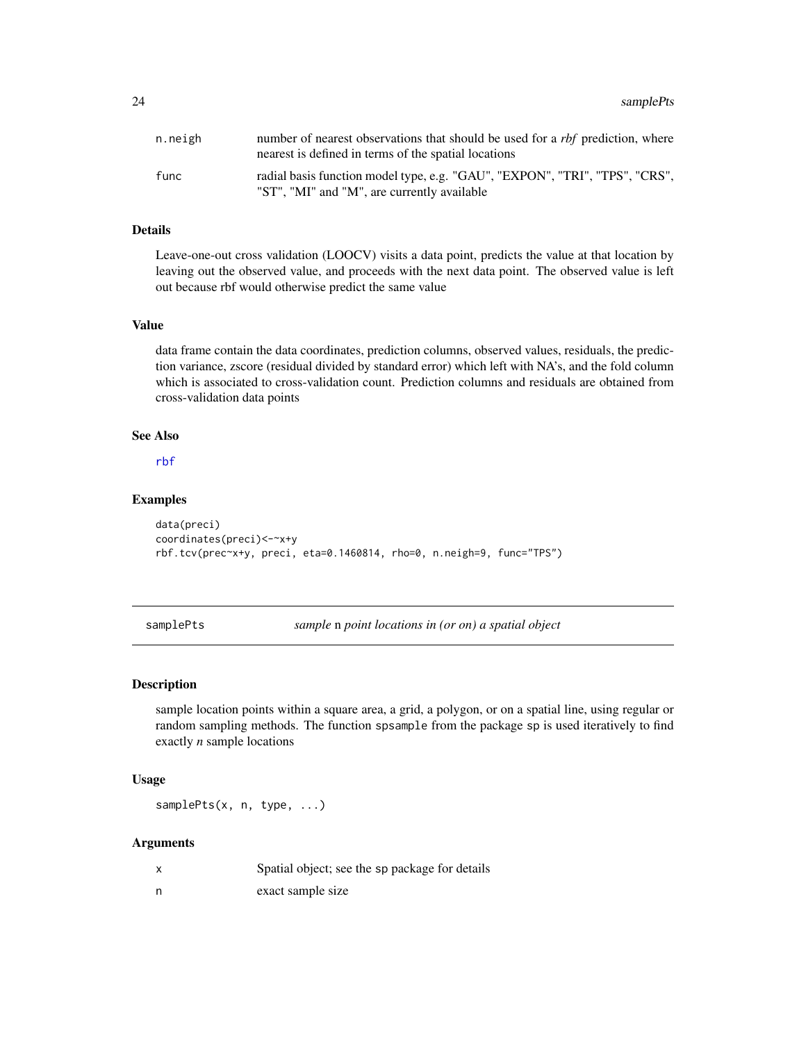| | |
|---|---|
| n.neigh | number of nearest observations that should be used for a *rbf* prediction, where nearest is defined in terms of the spatial locations |
| func | radial basis function model type, e.g. "GAU", "EXPON", "TRI", "TPS", "CRS", "ST", "MI" and "M", are currently available |

### Details

Leave-one-out cross validation (LOOCV) visits a data point, predicts the value at that location by leaving out the observed value, and proceeds with the next data point. The observed value is left out because rbf would otherwise predict the same value

### Value

data frame contain the data coordinates, prediction columns, observed values, residuals, the prediction variance, zscore (residual divided by standard error) which left with NA's, and the fold column which is associated to cross-validation count. Prediction columns and residuals are obtained from cross-validation data points

### See Also

rbf

### Examples

```
data(preci)
coordinates(preci)<-~x+y
rbf.tcv(prec~x+y, preci, eta=0.1460814, rho=0, n.neigh=9, func="TPS")
```

---

## samplePts — *sample* n *point locations in (or on) a spatial object*

### Description

sample location points within a square area, a grid, a polygon, or on a spatial line, using regular or random sampling methods. The function spsample from the package sp is used iteratively to find exactly *n* sample locations

### Usage

```
samplePts(x, n, type, ...)
```

### Arguments

| | |
|---|---|
| x | Spatial object; see the sp package for details |
| n | exact sample size |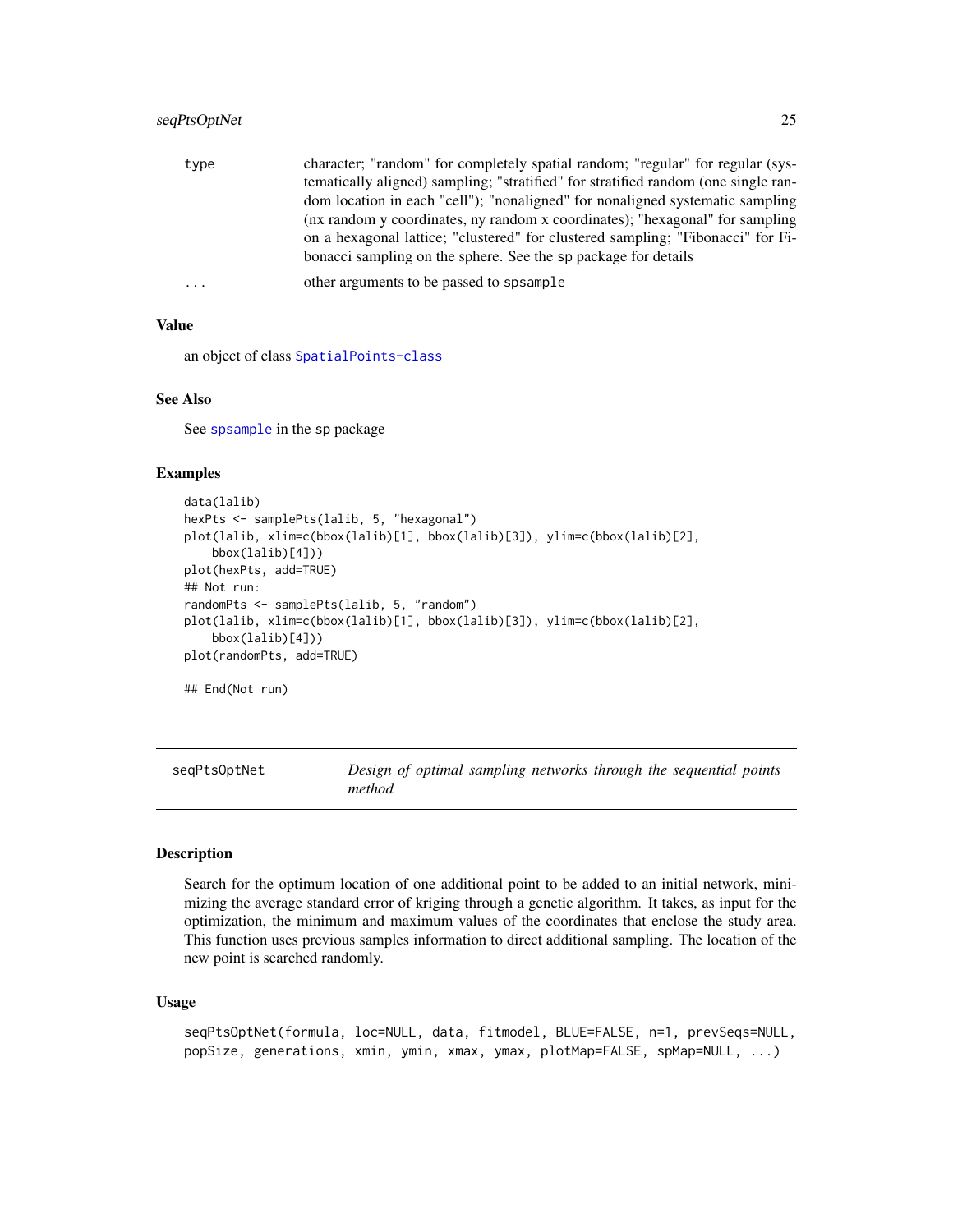| | |
|---|---|
| type | character; "random" for completely spatial random; "regular" for regular (systematically aligned) sampling; "stratified" for stratified random (one single random location in each "cell"); "nonaligned" for nonaligned systematic sampling (nx random y coordinates, ny random x coordinates); "hexagonal" for sampling on a hexagonal lattice; "clustered" for clustered sampling; "Fibonacci" for Fibonacci sampling on the sphere. See the sp package for details |
| ... | other arguments to be passed to spsample |

### Value

an object of class SpatialPoints-class

### See Also

See spsample in the sp package

### Examples

```
data(lalib)
hexPts <- samplePts(lalib, 5, "hexagonal")
plot(lalib, xlim=c(bbox(lalib)[1], bbox(lalib)[3]), ylim=c(bbox(lalib)[2],
    bbox(lalib)[4]))
plot(hexPts, add=TRUE)
## Not run:
randomPts <- samplePts(lalib, 5, "random")
plot(lalib, xlim=c(bbox(lalib)[1], bbox(lalib)[3]), ylim=c(bbox(lalib)[2],
    bbox(lalib)[4]))
plot(randomPts, add=TRUE)

## End(Not run)
```

---

## seqPtsOptNet — *Design of optimal sampling networks through the sequential points method*

### Description

Search for the optimum location of one additional point to be added to an initial network, minimizing the average standard error of kriging through a genetic algorithm. It takes, as input for the optimization, the minimum and maximum values of the coordinates that enclose the study area. This function uses previous samples information to direct additional sampling. The location of the new point is searched randomly.

### Usage

```
seqPtsOptNet(formula, loc=NULL, data, fitmodel, BLUE=FALSE, n=1, prevSeqs=NULL,
popSize, generations, xmin, ymin, xmax, ymax, plotMap=FALSE, spMap=NULL, ...)
```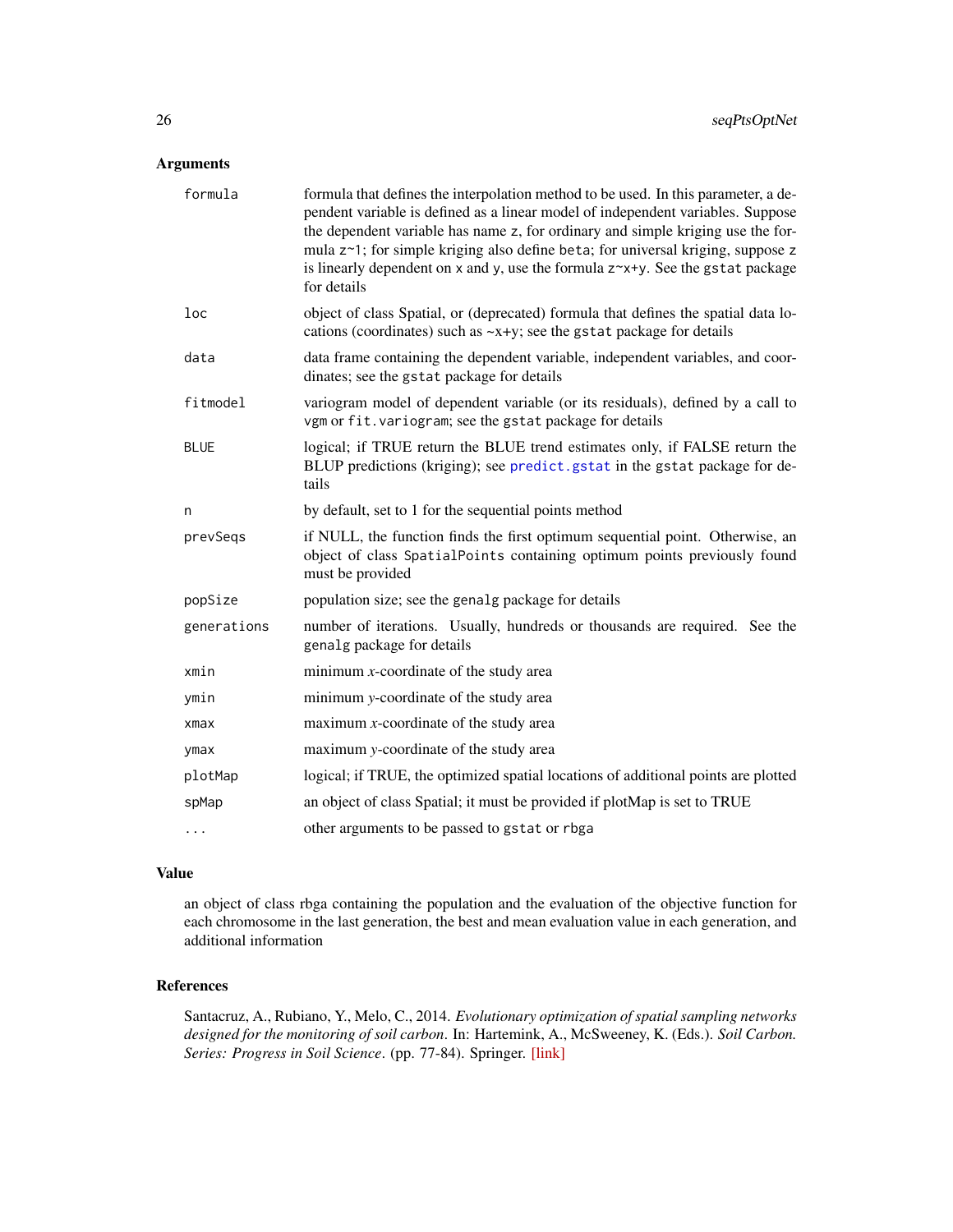## Arguments

| | |
|---|---|
| `formula` | formula that defines the interpolation method to be used. In this parameter, a dependent variable is defined as a linear model of independent variables. Suppose the dependent variable has name `z`, for ordinary and simple kriging use the formula `z~1`; for simple kriging also define `beta`; for universal kriging, suppose `z` is linearly dependent on `x` and `y`, use the formula `z~x+y`. See the `gstat` package for details |
| `loc` | object of class Spatial, or (deprecated) formula that defines the spatial data locations (coordinates) such as `~x+y`; see the `gstat` package for details |
| `data` | data frame containing the dependent variable, independent variables, and coordinates; see the `gstat` package for details |
| `fitmodel` | variogram model of dependent variable (or its residuals), defined by a call to `vgm` or `fit.variogram`; see the `gstat` package for details |
| `BLUE` | logical; if TRUE return the BLUE trend estimates only, if FALSE return the BLUP predictions (kriging); see `predict.gstat` in the `gstat` package for details |
| `n` | by default, set to 1 for the sequential points method |
| `prevSeqs` | if NULL, the function finds the first optimum sequential point. Otherwise, an object of class `SpatialPoints` containing optimum points previously found must be provided |
| `popSize` | population size; see the `genalg` package for details |
| `generations` | number of iterations. Usually, hundreds or thousands are required. See the `genalg` package for details |
| `xmin` | minimum *x*-coordinate of the study area |
| `ymin` | minimum *y*-coordinate of the study area |
| `xmax` | maximum *x*-coordinate of the study area |
| `ymax` | maximum *y*-coordinate of the study area |
| `plotMap` | logical; if TRUE, the optimized spatial locations of additional points are plotted |
| `spMap` | an object of class Spatial; it must be provided if plotMap is set to TRUE |
| `...` | other arguments to be passed to `gstat` or `rbga` |

## Value

an object of class rbga containing the population and the evaluation of the objective function for each chromosome in the last generation, the best and mean evaluation value in each generation, and additional information

## References

Santacruz, A., Rubiano, Y., Melo, C., 2014. *Evolutionary optimization of spatial sampling networks designed for the monitoring of soil carbon*. In: Hartemink, A., McSweeney, K. (Eds.). *Soil Carbon. Series: Progress in Soil Science*. (pp. 77-84). Springer. [link]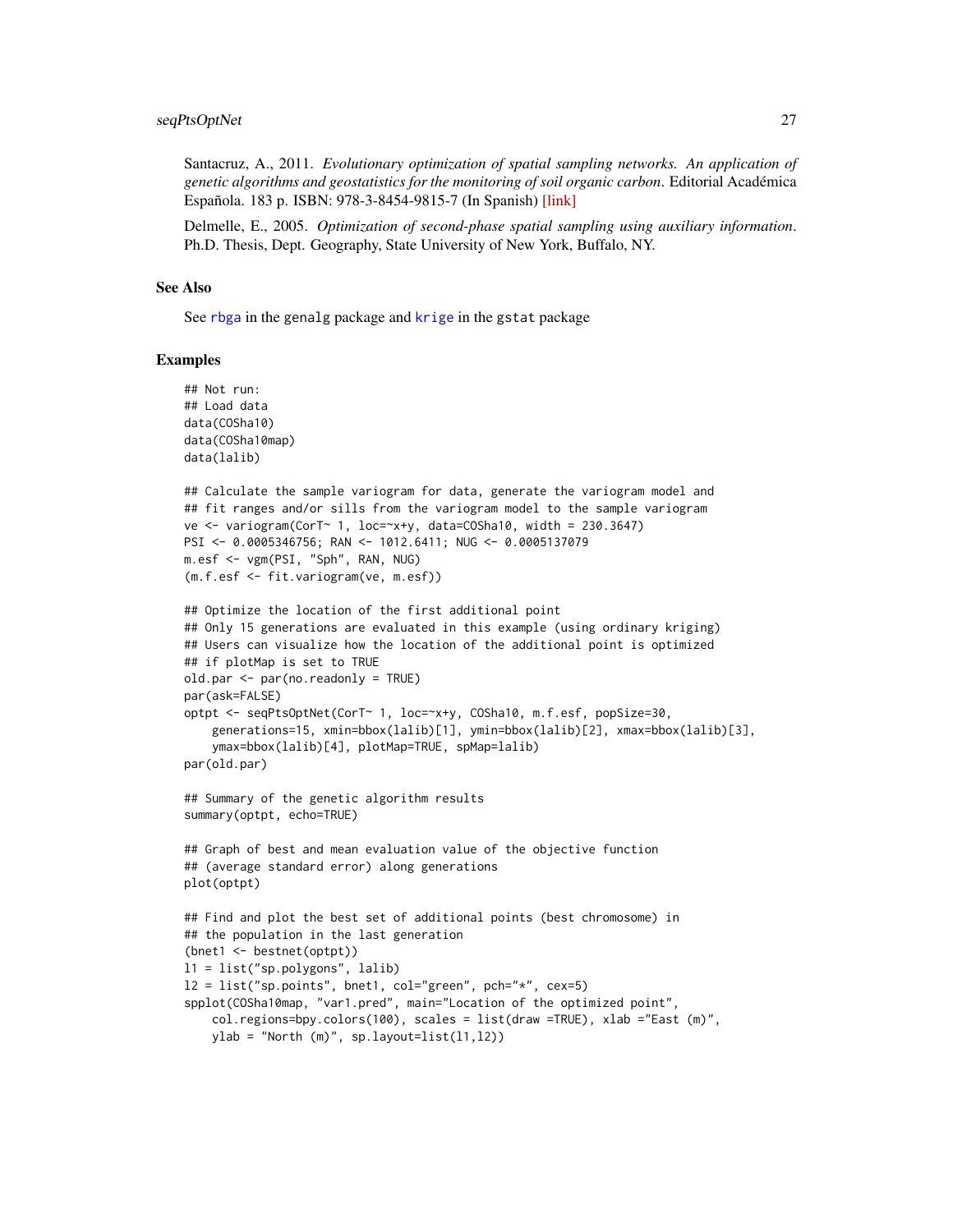Santacruz, A., 2011. *Evolutionary optimization of spatial sampling networks. An application of genetic algorithms and geostatistics for the monitoring of soil organic carbon*. Editorial Académica Española. 183 p. ISBN: 978-3-8454-9815-7 (In Spanish) [link]

Delmelle, E., 2005. *Optimization of second-phase spatial sampling using auxiliary information*. Ph.D. Thesis, Dept. Geography, State University of New York, Buffalo, NY.

## See Also

See rbga in the genalg package and krige in the gstat package

## Examples

```
## Not run:
## Load data
data(COSha10)
data(COSha10map)
data(lalib)

## Calculate the sample variogram for data, generate the variogram model and
## fit ranges and/or sills from the variogram model to the sample variogram
ve <- variogram(CorT~ 1, loc=~x+y, data=COSha10, width = 230.3647)
PSI <- 0.0005346756; RAN <- 1012.6411; NUG <- 0.0005137079
m.esf <- vgm(PSI, "Sph", RAN, NUG)
(m.f.esf <- fit.variogram(ve, m.esf))

## Optimize the location of the first additional point
## Only 15 generations are evaluated in this example (using ordinary kriging)
## Users can visualize how the location of the additional point is optimized
## if plotMap is set to TRUE
old.par <- par(no.readonly = TRUE)
par(ask=FALSE)
optpt <- seqPtsOptNet(CorT~ 1, loc=~x+y, COSha10, m.f.esf, popSize=30,
    generations=15, xmin=bbox(lalib)[1], ymin=bbox(lalib)[2], xmax=bbox(lalib)[3],
    ymax=bbox(lalib)[4], plotMap=TRUE, spMap=lalib)
par(old.par)

## Summary of the genetic algorithm results
summary(optpt, echo=TRUE)

## Graph of best and mean evaluation value of the objective function
## (average standard error) along generations
plot(optpt)

## Find and plot the best set of additional points (best chromosome) in
## the population in the last generation
(bnet1 <- bestnet(optpt))
l1 = list("sp.polygons", lalib)
l2 = list("sp.points", bnet1, col="green", pch="*", cex=5)
spplot(COSha10map, "var1.pred", main="Location of the optimized point",
    col.regions=bpy.colors(100), scales = list(draw =TRUE), xlab ="East (m)",
    ylab = "North (m)", sp.layout=list(l1,l2))
```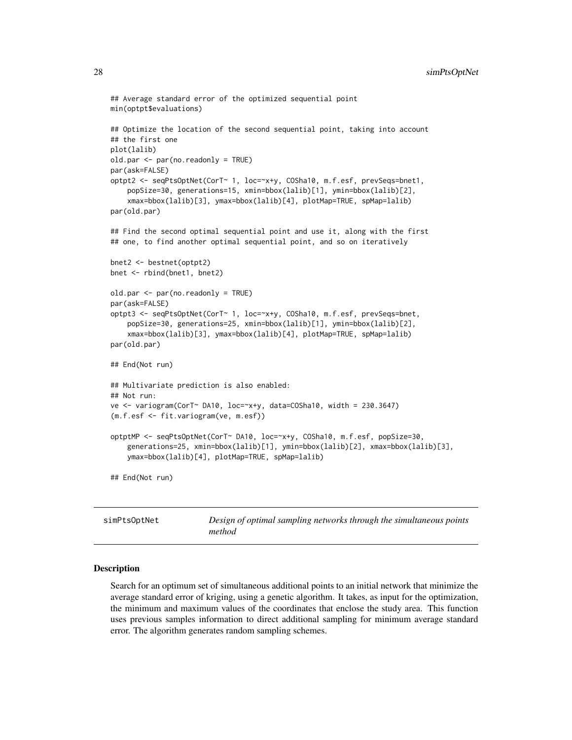```
## Average standard error of the optimized sequential point
min(optpt$evaluations)

## Optimize the location of the second sequential point, taking into account
## the first one
plot(lalib)
old.par <- par(no.readonly = TRUE)
par(ask=FALSE)
optpt2 <- seqPtsOptNet(CorT~ 1, loc=~x+y, COSha10, m.f.esf, prevSeqs=bnet1,
    popSize=30, generations=15, xmin=bbox(lalib)[1], ymin=bbox(lalib)[2],
    xmax=bbox(lalib)[3], ymax=bbox(lalib)[4], plotMap=TRUE, spMap=lalib)
par(old.par)

## Find the second optimal sequential point and use it, along with the first
## one, to find another optimal sequential point, and so on iteratively

bnet2 <- bestnet(optpt2)
bnet <- rbind(bnet1, bnet2)

old.par <- par(no.readonly = TRUE)
par(ask=FALSE)
optpt3 <- seqPtsOptNet(CorT~ 1, loc=~x+y, COSha10, m.f.esf, prevSeqs=bnet,
    popSize=30, generations=25, xmin=bbox(lalib)[1], ymin=bbox(lalib)[2],
    xmax=bbox(lalib)[3], ymax=bbox(lalib)[4], plotMap=TRUE, spMap=lalib)
par(old.par)

## End(Not run)

## Multivariate prediction is also enabled:
## Not run:
ve <- variogram(CorT~ DA10, loc=~x+y, data=COSha10, width = 230.3647)
(m.f.esf <- fit.variogram(ve, m.esf))

optptMP <- seqPtsOptNet(CorT~ DA10, loc=~x+y, COSha10, m.f.esf, popSize=30,
    generations=25, xmin=bbox(lalib)[1], ymin=bbox(lalib)[2], xmax=bbox(lalib)[3],
    ymax=bbox(lalib)[4], plotMap=TRUE, spMap=lalib)

## End(Not run)
```

---

simPtsOptNet — *Design of optimal sampling networks through the simultaneous points method*

---

### Description

Search for an optimum set of simultaneous additional points to an initial network that minimize the average standard error of kriging, using a genetic algorithm. It takes, as input for the optimization, the minimum and maximum values of the coordinates that enclose the study area. This function uses previous samples information to direct additional sampling for minimum average standard error. The algorithm generates random sampling schemes.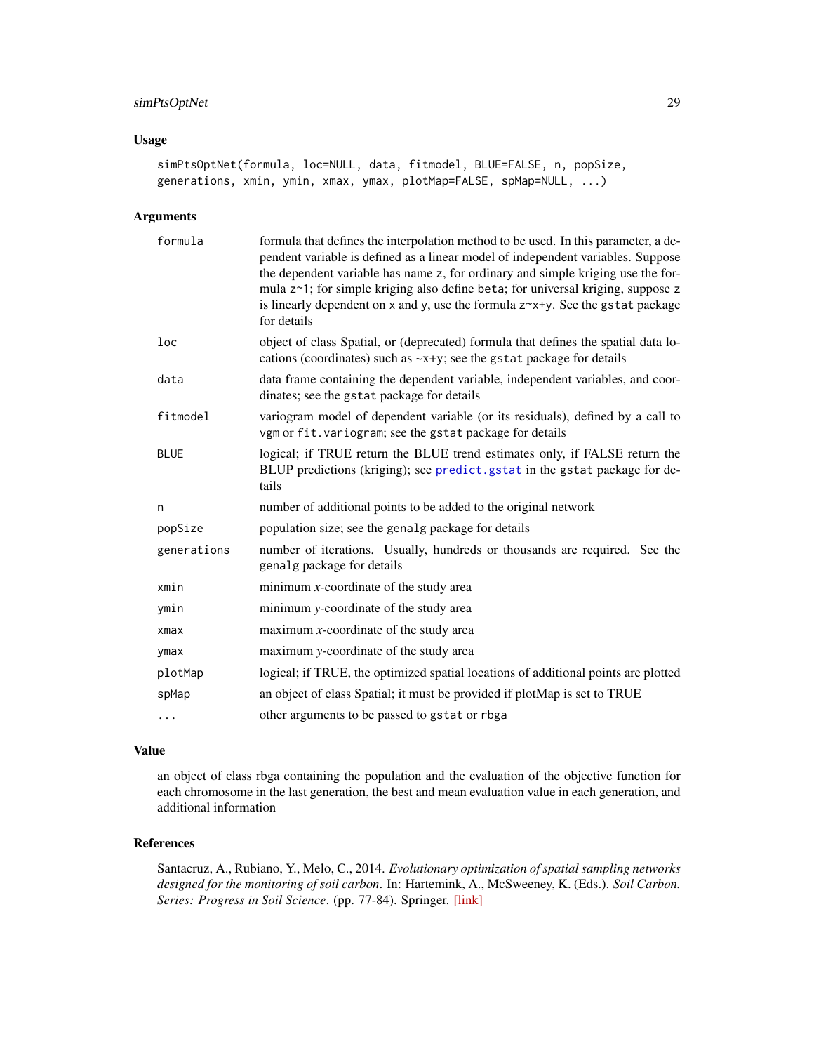## Usage

```
simPtsOptNet(formula, loc=NULL, data, fitmodel, BLUE=FALSE, n, popSize,
generations, xmin, ymin, xmax, ymax, plotMap=FALSE, spMap=NULL, ...)
```

## Arguments

| Argument | Description |
| --- | --- |
| `formula` | formula that defines the interpolation method to be used. In this parameter, a dependent variable is defined as a linear model of independent variables. Suppose the dependent variable has name `z`, for ordinary and simple kriging use the formula `z~1`; for simple kriging also define `beta`; for universal kriging, suppose `z` is linearly dependent on `x` and `y`, use the formula `z~x+y`. See the `gstat` package for details |
| `loc` | object of class Spatial, or (deprecated) formula that defines the spatial data locations (coordinates) such as `~x+y`; see the `gstat` package for details |
| `data` | data frame containing the dependent variable, independent variables, and coordinates; see the `gstat` package for details |
| `fitmodel` | variogram model of dependent variable (or its residuals), defined by a call to `vgm` or `fit.variogram`; see the `gstat` package for details |
| `BLUE` | logical; if TRUE return the BLUE trend estimates only, if FALSE return the BLUP predictions (kriging); see `predict.gstat` in the `gstat` package for details |
| `n` | number of additional points to be added to the original network |
| `popSize` | population size; see the `genalg` package for details |
| `generations` | number of iterations. Usually, hundreds or thousands are required. See the `genalg` package for details |
| `xmin` | minimum *x*-coordinate of the study area |
| `ymin` | minimum *y*-coordinate of the study area |
| `xmax` | maximum *x*-coordinate of the study area |
| `ymax` | maximum *y*-coordinate of the study area |
| `plotMap` | logical; if TRUE, the optimized spatial locations of additional points are plotted |
| `spMap` | an object of class Spatial; it must be provided if plotMap is set to TRUE |
| `...` | other arguments to be passed to `gstat` or `rbga` |

## Value

an object of class rbga containing the population and the evaluation of the objective function for each chromosome in the last generation, the best and mean evaluation value in each generation, and additional information

## References

Santacruz, A., Rubiano, Y., Melo, C., 2014. *Evolutionary optimization of spatial sampling networks designed for the monitoring of soil carbon*. In: Hartemink, A., McSweeney, K. (Eds.). *Soil Carbon. Series: Progress in Soil Science*. (pp. 77-84). Springer. [link]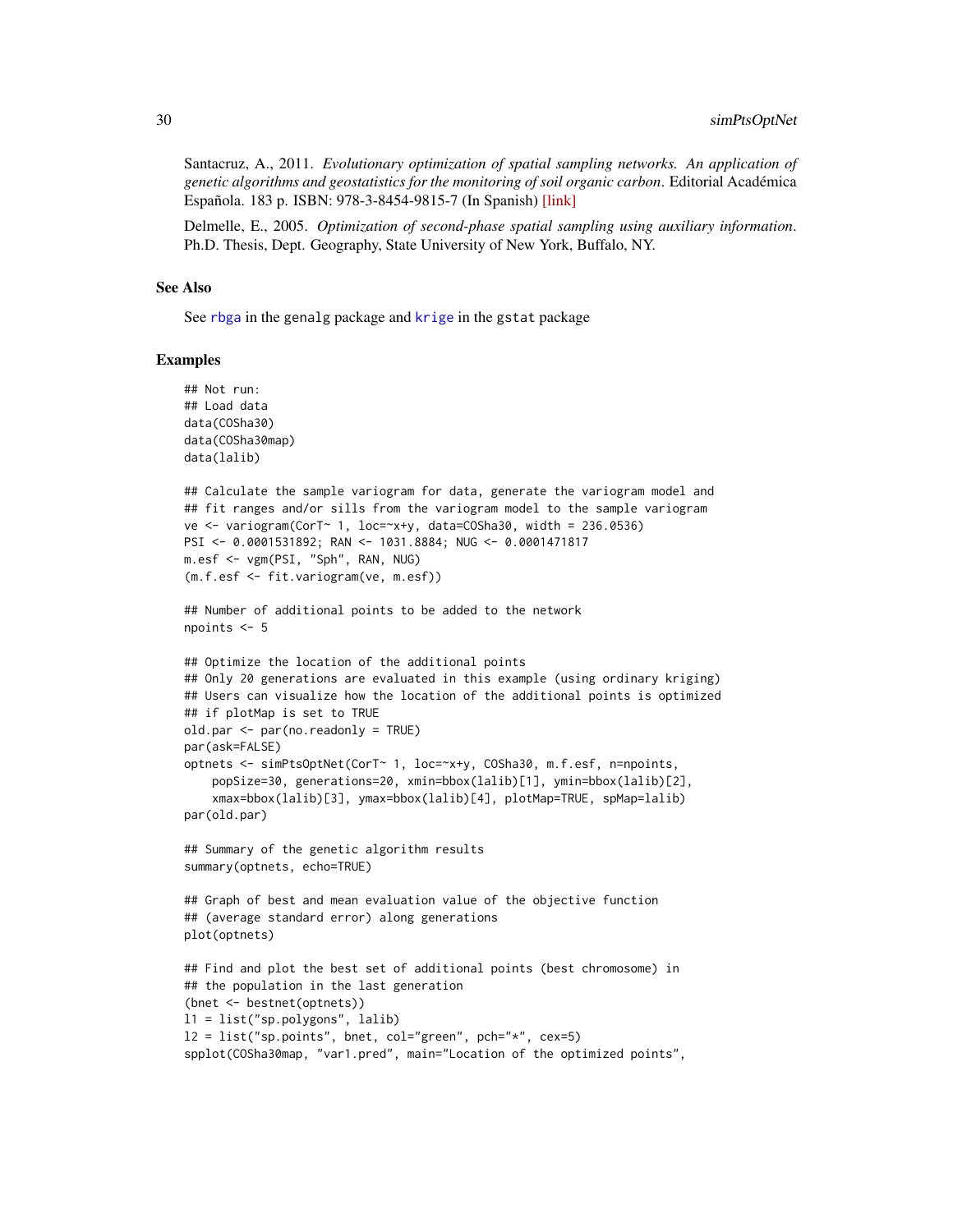Santacruz, A., 2011. *Evolutionary optimization of spatial sampling networks. An application of genetic algorithms and geostatistics for the monitoring of soil organic carbon*. Editorial Académica Española. 183 p. ISBN: 978-3-8454-9815-7 (In Spanish) [link]

Delmelle, E., 2005. *Optimization of second-phase spatial sampling using auxiliary information*. Ph.D. Thesis, Dept. Geography, State University of New York, Buffalo, NY.

## See Also

See rbga in the genalg package and krige in the gstat package

## Examples

```
## Not run:
## Load data
data(COSha30)
data(COSha30map)
data(lalib)

## Calculate the sample variogram for data, generate the variogram model and
## fit ranges and/or sills from the variogram model to the sample variogram
ve <- variogram(CorT~ 1, loc=~x+y, data=COSha30, width = 236.0536)
PSI <- 0.0001531892; RAN <- 1031.8884; NUG <- 0.0001471817
m.esf <- vgm(PSI, "Sph", RAN, NUG)
(m.f.esf <- fit.variogram(ve, m.esf))

## Number of additional points to be added to the network
npoints <- 5

## Optimize the location of the additional points
## Only 20 generations are evaluated in this example (using ordinary kriging)
## Users can visualize how the location of the additional points is optimized
## if plotMap is set to TRUE
old.par <- par(no.readonly = TRUE)
par(ask=FALSE)
optnets <- simPtsOptNet(CorT~ 1, loc=~x+y, COSha30, m.f.esf, n=npoints,
    popSize=30, generations=20, xmin=bbox(lalib)[1], ymin=bbox(lalib)[2],
    xmax=bbox(lalib)[3], ymax=bbox(lalib)[4], plotMap=TRUE, spMap=lalib)
par(old.par)

## Summary of the genetic algorithm results
summary(optnets, echo=TRUE)

## Graph of best and mean evaluation value of the objective function
## (average standard error) along generations
plot(optnets)

## Find and plot the best set of additional points (best chromosome) in
## the population in the last generation
(bnet <- bestnet(optnets))
l1 = list("sp.polygons", lalib)
l2 = list("sp.points", bnet, col="green", pch="*", cex=5)
spplot(COSha30map, "var1.pred", main="Location of the optimized points",
```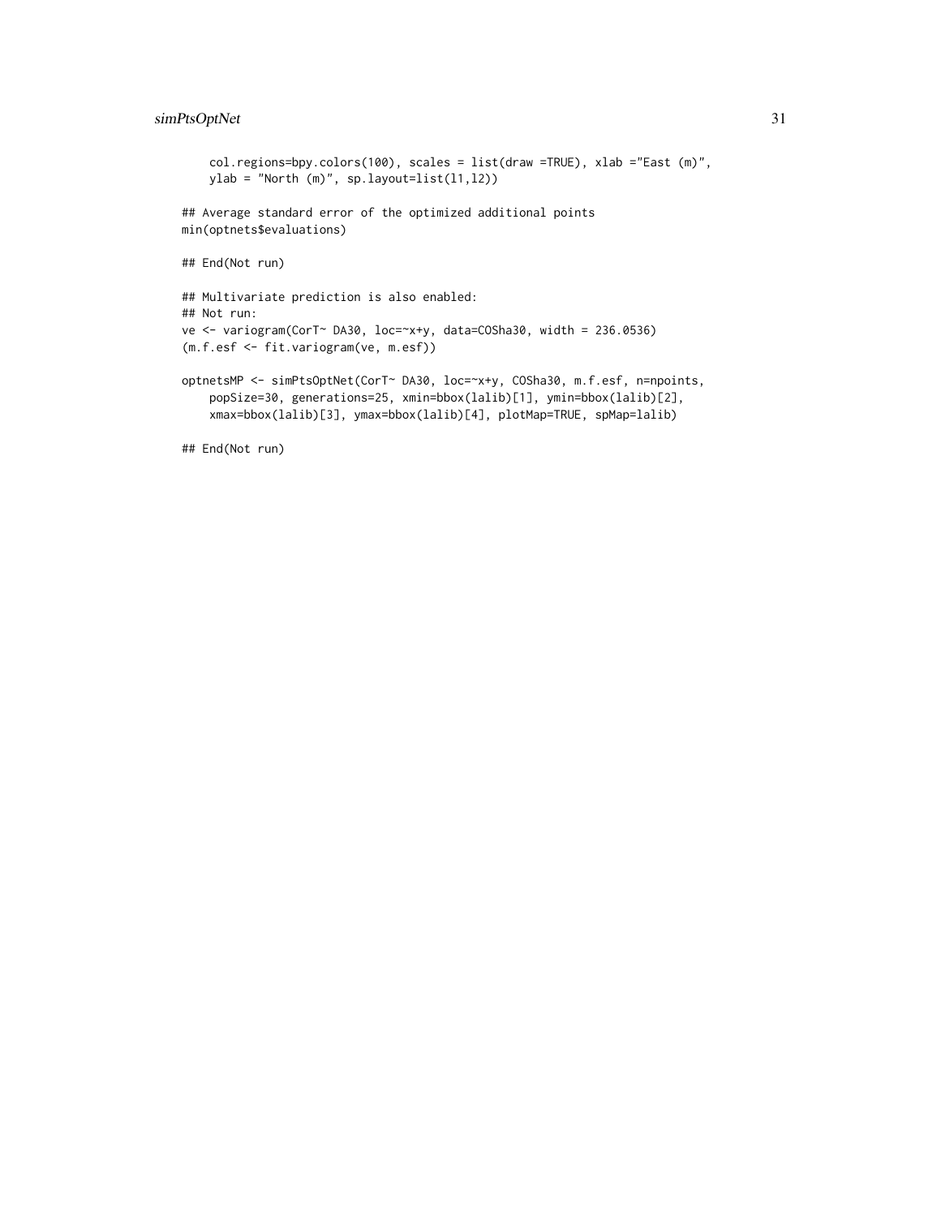```
    col.regions=bpy.colors(100), scales = list(draw =TRUE), xlab ="East (m)",
    ylab = "North (m)", sp.layout=list(l1,l2))

## Average standard error of the optimized additional points
min(optnets$evaluations)

## End(Not run)

## Multivariate prediction is also enabled:
## Not run:
ve <- variogram(CorT~ DA30, loc=~x+y, data=COSha30, width = 236.0536)
(m.f.esf <- fit.variogram(ve, m.esf))

optnetsMP <- simPtsOptNet(CorT~ DA30, loc=~x+y, COSha30, m.f.esf, n=npoints,
    popSize=30, generations=25, xmin=bbox(lalib)[1], ymin=bbox(lalib)[2],
    xmax=bbox(lalib)[3], ymax=bbox(lalib)[4], plotMap=TRUE, spMap=lalib)

## End(Not run)
```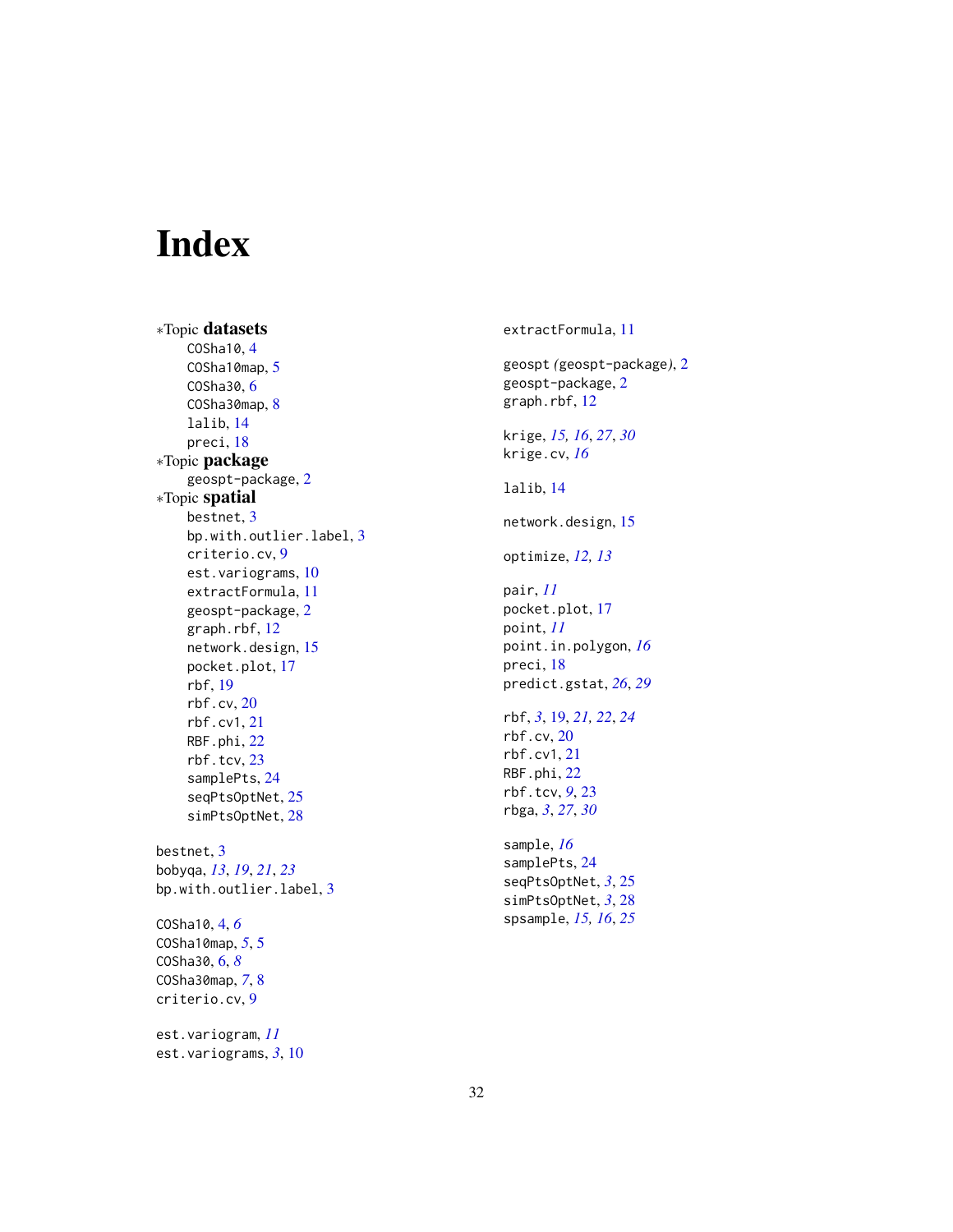# Index

*Topic **datasets**

- COSha10, 4
- COSha10map, 5
- COSha30, 6
- COSha30map, 8
- lalib, 14
- preci, 18

*Topic **package**

- geospt-package, 2

*Topic **spatial**

- bestnet, 3
- bp.with.outlier.label, 3
- criterio.cv, 9
- est.variograms, 10
- extractFormula, 11
- geospt-package, 2
- graph.rbf, 12
- network.design, 15
- pocket.plot, 17
- rbf, 19
- rbf.cv, 20
- rbf.cv1, 21
- RBF.phi, 22
- rbf.tcv, 23
- samplePts, 24
- seqPtsOptNet, 25
- simPtsOptNet, 28

bestnet, 3
bobyqa, *13*, *19*, *21*, *23*
bp.with.outlier.label, 3

COSha10, 4, *6*
COSha10map, *5*, 5
COSha30, 6, *8*
COSha30map, *7*, 8
criterio.cv, 9

est.variogram, *11*
est.variograms, *3*, 10

extractFormula, 11

geospt *(*geospt-package*)*, 2
geospt-package, 2
graph.rbf, 12

krige, *15*, *16*, *27*, *30*
krige.cv, *16*

lalib, 14

network.design, 15

optimize, *12*, *13*

pair, *11*
pocket.plot, 17
point, *11*
point.in.polygon, *16*
preci, 18
predict.gstat, *26*, *29*

rbf, *3*, 19, *21*, *22*, *24*
rbf.cv, 20
rbf.cv1, 21
RBF.phi, 22
rbf.tcv, *9*, 23
rbga, *3*, *27*, *30*

sample, *16*
samplePts, 24
seqPtsOptNet, *3*, 25
simPtsOptNet, *3*, 28
spsample, *15*, *16*, *25*